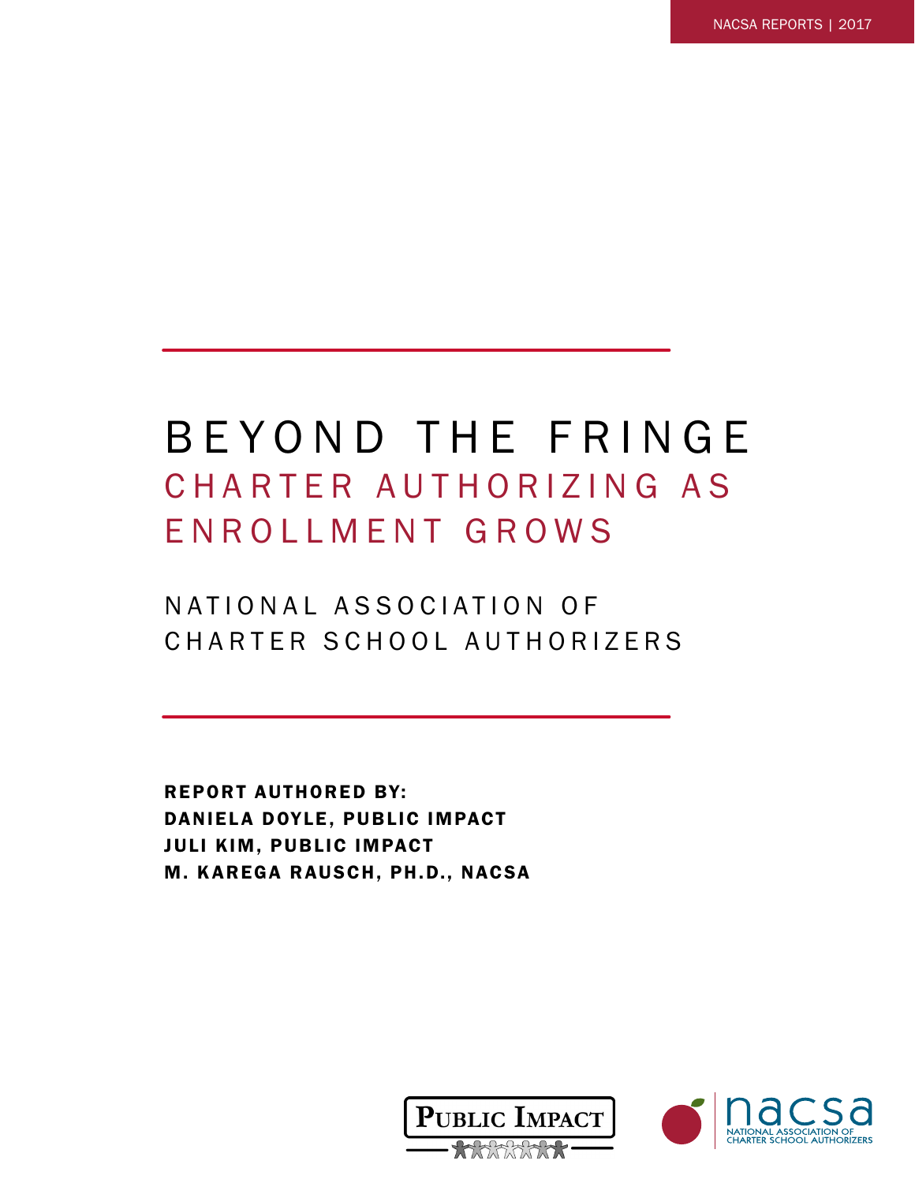NACSA REPORTS | 2017

# BEYOND THE FRINGE

## CHARTER AUTHORIZING AS ENROLLMENT GROWS

NATIONAL ASSOCIATION OF CHARTER SCHOOL AUTHORIZERS

**REPORT AUTHORED BY:**
**DANIELA DOYLE, PUBLIC IMPACT**
**JULI KIM, PUBLIC IMPACT**
**M. KAREGA RAUSCH, PH.D., NACSA**

PUBLIC IMPACT

NACSA — NATIONAL ASSOCIATION OF CHARTER SCHOOL AUTHORIZERS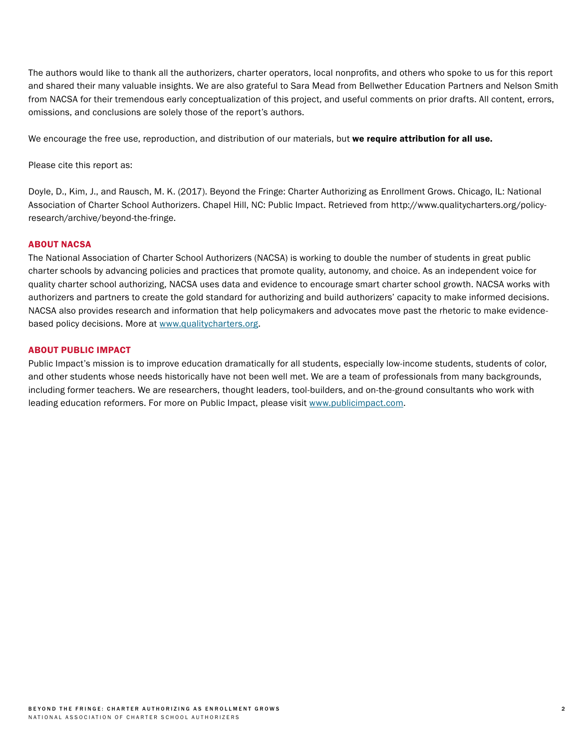The authors would like to thank all the authorizers, charter operators, local nonprofits, and others who spoke to us for this report and shared their many valuable insights. We are also grateful to Sara Mead from Bellwether Education Partners and Nelson Smith from NACSA for their tremendous early conceptualization of this project, and useful comments on prior drafts. All content, errors, omissions, and conclusions are solely those of the report's authors.

We encourage the free use, reproduction, and distribution of our materials, but **we require attribution for all use.**

Please cite this report as:

Doyle, D., Kim, J., and Rausch, M. K. (2017). Beyond the Fringe: Charter Authorizing as Enrollment Grows. Chicago, IL: National Association of Charter School Authorizers. Chapel Hill, NC: Public Impact. Retrieved from http://www.qualitycharters.org/policy-research/archive/beyond-the-fringe.

## ABOUT NACSA

The National Association of Charter School Authorizers (NACSA) is working to double the number of students in great public charter schools by advancing policies and practices that promote quality, autonomy, and choice. As an independent voice for quality charter school authorizing, NACSA uses data and evidence to encourage smart charter school growth. NACSA works with authorizers and partners to create the gold standard for authorizing and build authorizers' capacity to make informed decisions. NACSA also provides research and information that help policymakers and advocates move past the rhetoric to make evidence-based policy decisions. More at www.qualitycharters.org.

## ABOUT PUBLIC IMPACT

Public Impact's mission is to improve education dramatically for all students, especially low-income students, students of color, and other students whose needs historically have not been well met. We are a team of professionals from many backgrounds, including former teachers. We are researchers, thought leaders, tool-builders, and on-the-ground consultants who work with leading education reformers. For more on Public Impact, please visit www.publicimpact.com.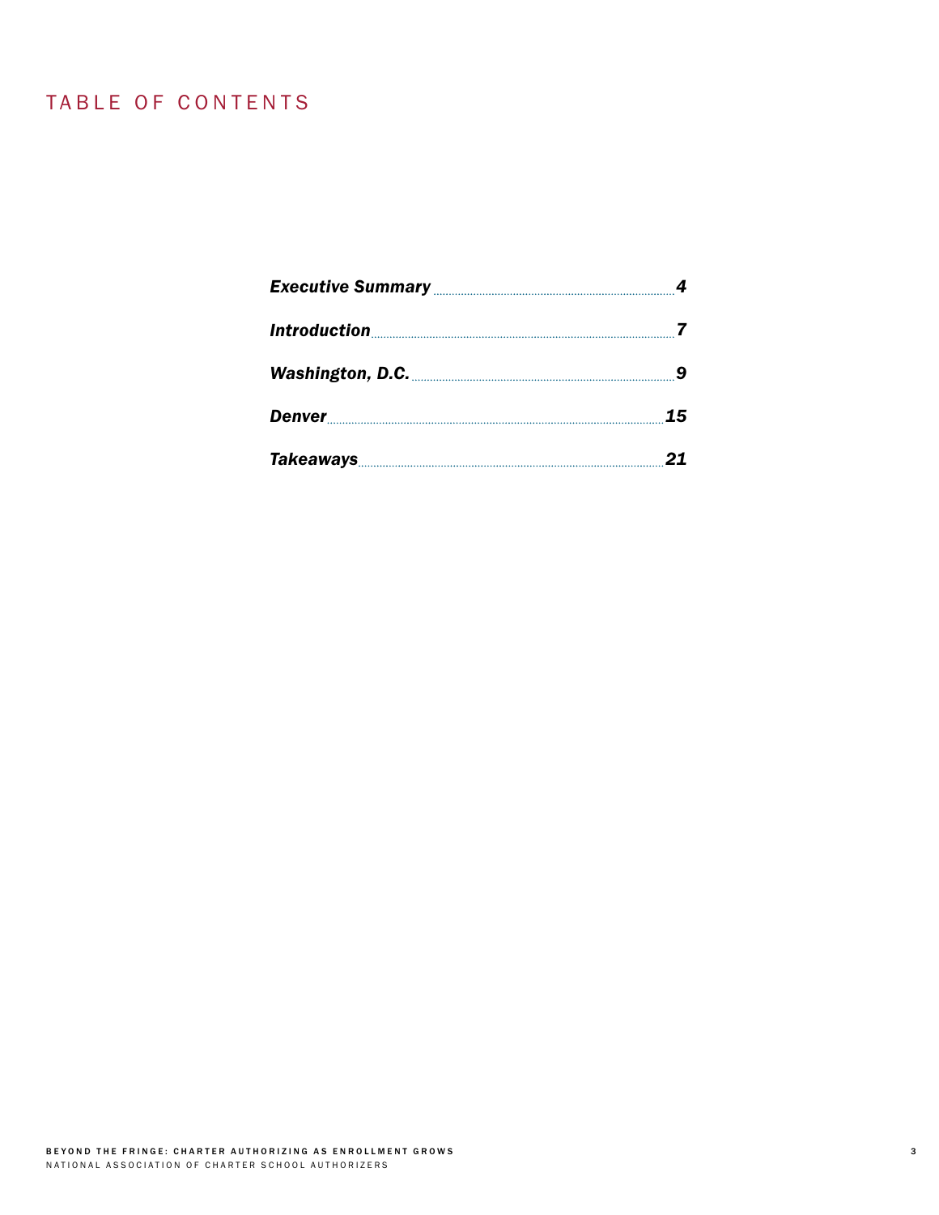# TABLE OF CONTENTS

| | |
|---|---|
| *Executive Summary* | *4* |
| *Introduction* | *7* |
| *Washington, D.C.* | *9* |
| *Denver* | *15* |
| *Takeaways* | *21* |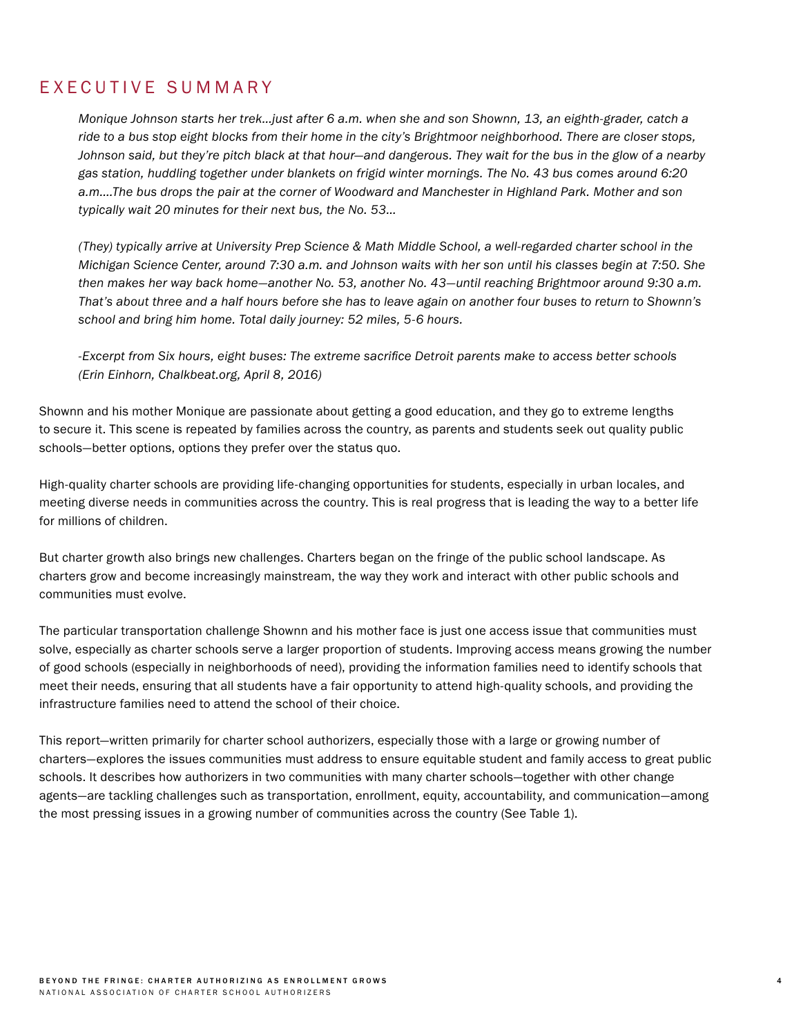# EXECUTIVE SUMMARY

*Monique Johnson starts her trek…just after 6 a.m. when she and son Shownn, 13, an eighth-grader, catch a ride to a bus stop eight blocks from their home in the city's Brightmoor neighborhood. There are closer stops, Johnson said, but they're pitch black at that hour—and dangerous. They wait for the bus in the glow of a nearby gas station, huddling together under blankets on frigid winter mornings. The No. 43 bus comes around 6:20 a.m.…The bus drops the pair at the corner of Woodward and Manchester in Highland Park. Mother and son typically wait 20 minutes for their next bus, the No. 53…*

*(They) typically arrive at University Prep Science & Math Middle School, a well-regarded charter school in the Michigan Science Center, around 7:30 a.m. and Johnson waits with her son until his classes begin at 7:50. She then makes her way back home—another No. 53, another No. 43—until reaching Brightmoor around 9:30 a.m. That's about three and a half hours before she has to leave again on another four buses to return to Shownn's school and bring him home. Total daily journey: 52 miles, 5-6 hours.*

*-Excerpt from Six hours, eight buses: The extreme sacrifice Detroit parents make to access better schools (Erin Einhorn, Chalkbeat.org, April 8, 2016)*

Shownn and his mother Monique are passionate about getting a good education, and they go to extreme lengths to secure it. This scene is repeated by families across the country, as parents and students seek out quality public schools—better options, options they prefer over the status quo.

High-quality charter schools are providing life-changing opportunities for students, especially in urban locales, and meeting diverse needs in communities across the country. This is real progress that is leading the way to a better life for millions of children.

But charter growth also brings new challenges. Charters began on the fringe of the public school landscape. As charters grow and become increasingly mainstream, the way they work and interact with other public schools and communities must evolve.

The particular transportation challenge Shownn and his mother face is just one access issue that communities must solve, especially as charter schools serve a larger proportion of students. Improving access means growing the number of good schools (especially in neighborhoods of need), providing the information families need to identify schools that meet their needs, ensuring that all students have a fair opportunity to attend high-quality schools, and providing the infrastructure families need to attend the school of their choice.

This report—written primarily for charter school authorizers, especially those with a large or growing number of charters—explores the issues communities must address to ensure equitable student and family access to great public schools. It describes how authorizers in two communities with many charter schools—together with other change agents—are tackling challenges such as transportation, enrollment, equity, accountability, and communication—among the most pressing issues in a growing number of communities across the country (See Table 1).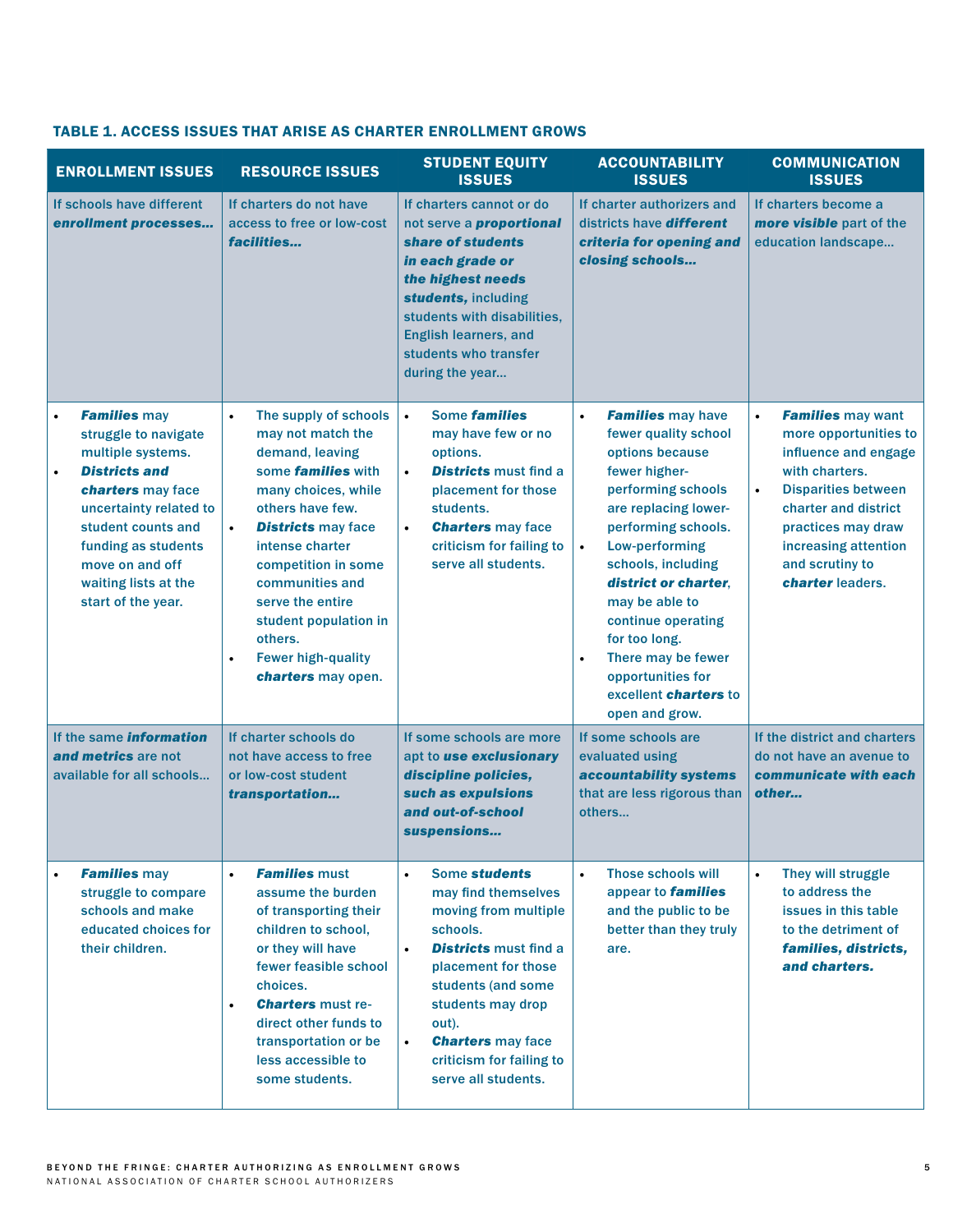### TABLE 1. ACCESS ISSUES THAT ARISE AS CHARTER ENROLLMENT GROWS

| ENROLLMENT ISSUES | RESOURCE ISSUES | STUDENT EQUITY ISSUES | ACCOUNTABILITY ISSUES | COMMUNICATION ISSUES |
|---|---|---|---|---|
| If schools have different ***enrollment processes…*** | If charters do not have access to free or low-cost ***facilities…*** | If charters cannot or do not serve a ***proportional share of students in each grade or the highest needs students,*** including students with disabilities, English learners, and students who transfer during the year… | If charter authorizers and districts have ***different criteria for opening and closing schools…*** | If charters become a ***more visible*** part of the education landscape… |
| • ***Families*** may struggle to navigate multiple systems.<br>• ***Districts and charters*** may face uncertainty related to student counts and funding as students move on and off waiting lists at the start of the year. | • The supply of schools may not match the demand, leaving some ***families*** with many choices, while others have few.<br>• ***Districts*** may face intense charter competition in some communities and serve the entire student population in others.<br>• Fewer high-quality ***charters*** may open. | • Some ***families*** may have few or no options.<br>• ***Districts*** must find a placement for those students.<br>• ***Charters*** may face criticism for failing to serve all students. | • ***Families*** may have fewer quality school options because fewer higher-performing schools are replacing lower-performing schools.<br>• Low-performing schools, including ***district or charter***, may be able to continue operating for too long.<br>• There may be fewer opportunities for excellent ***charters*** to open and grow. | • ***Families*** may want more opportunities to influence and engage with charters.<br>• Disparities between charter and district practices may draw increasing attention and scrutiny to ***charter*** leaders. |
| If the same ***information and metrics*** are not available for all schools… | If charter schools do not have access to free or low-cost student ***transportation…*** | If some schools are more apt to ***use exclusionary discipline policies, such as expulsions and out-of-school suspensions…*** | If some schools are evaluated using ***accountability systems*** that are less rigorous than others… | If the district and charters do not have an avenue to ***communicate with each other…*** |
| • ***Families*** may struggle to compare schools and make educated choices for their children. | • ***Families*** must assume the burden of transporting their children to school, or they will have fewer feasible school choices.<br>• ***Charters*** must re-direct other funds to transportation or be less accessible to some students. | • Some ***students*** may find themselves moving from multiple schools.<br>• ***Districts*** must find a placement for those students (and some students may drop out).<br>• ***Charters*** may face criticism for failing to serve all students. | • Those schools will appear to ***families*** and the public to be better than they truly are. | • They will struggle to address the issues in this table to the detriment of ***families, districts, and charters.*** |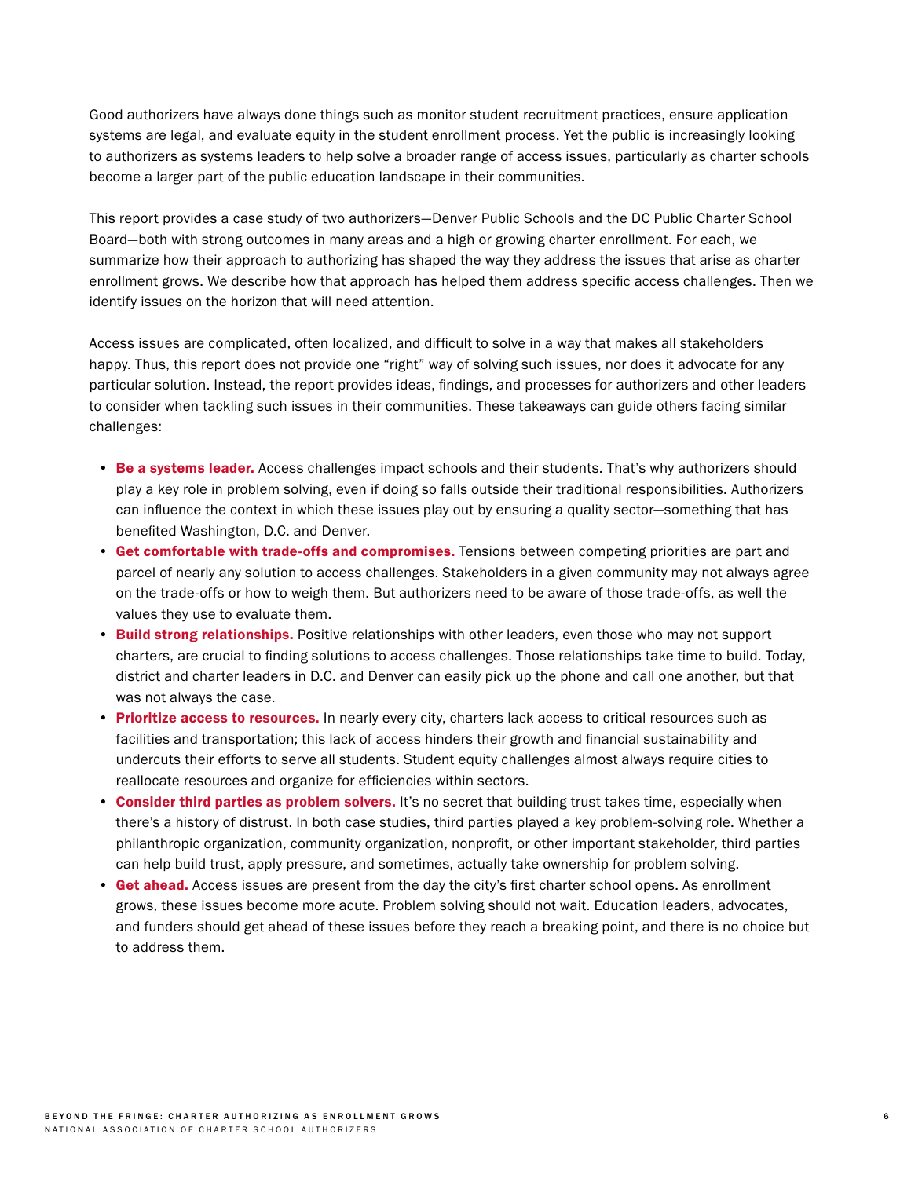Good authorizers have always done things such as monitor student recruitment practices, ensure application systems are legal, and evaluate equity in the student enrollment process. Yet the public is increasingly looking to authorizers as systems leaders to help solve a broader range of access issues, particularly as charter schools become a larger part of the public education landscape in their communities.

This report provides a case study of two authorizers—Denver Public Schools and the DC Public Charter School Board—both with strong outcomes in many areas and a high or growing charter enrollment. For each, we summarize how their approach to authorizing has shaped the way they address the issues that arise as charter enrollment grows. We describe how that approach has helped them address specific access challenges. Then we identify issues on the horizon that will need attention.

Access issues are complicated, often localized, and difficult to solve in a way that makes all stakeholders happy. Thus, this report does not provide one "right" way of solving such issues, nor does it advocate for any particular solution. Instead, the report provides ideas, findings, and processes for authorizers and other leaders to consider when tackling such issues in their communities. These takeaways can guide others facing similar challenges:

- **Be a systems leader.** Access challenges impact schools and their students. That's why authorizers should play a key role in problem solving, even if doing so falls outside their traditional responsibilities. Authorizers can influence the context in which these issues play out by ensuring a quality sector—something that has benefited Washington, D.C. and Denver.
- **Get comfortable with trade-offs and compromises.** Tensions between competing priorities are part and parcel of nearly any solution to access challenges. Stakeholders in a given community may not always agree on the trade-offs or how to weigh them. But authorizers need to be aware of those trade-offs, as well the values they use to evaluate them.
- **Build strong relationships.** Positive relationships with other leaders, even those who may not support charters, are crucial to finding solutions to access challenges. Those relationships take time to build. Today, district and charter leaders in D.C. and Denver can easily pick up the phone and call one another, but that was not always the case.
- **Prioritize access to resources.** In nearly every city, charters lack access to critical resources such as facilities and transportation; this lack of access hinders their growth and financial sustainability and undercuts their efforts to serve all students. Student equity challenges almost always require cities to reallocate resources and organize for efficiencies within sectors.
- **Consider third parties as problem solvers.** It's no secret that building trust takes time, especially when there's a history of distrust. In both case studies, third parties played a key problem-solving role. Whether a philanthropic organization, community organization, nonprofit, or other important stakeholder, third parties can help build trust, apply pressure, and sometimes, actually take ownership for problem solving.
- **Get ahead.** Access issues are present from the day the city's first charter school opens. As enrollment grows, these issues become more acute. Problem solving should not wait. Education leaders, advocates, and funders should get ahead of these issues before they reach a breaking point, and there is no choice but to address them.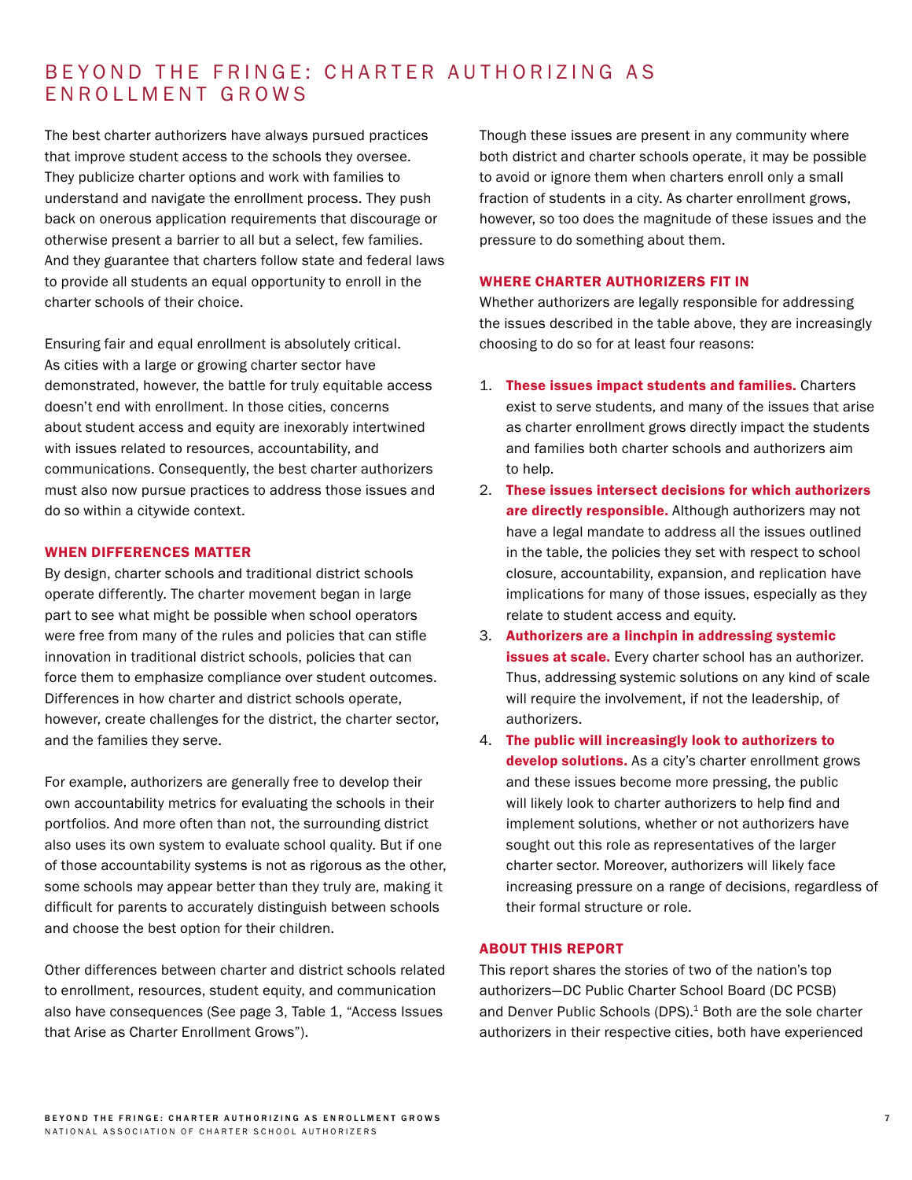# BEYOND THE FRINGE: CHARTER AUTHORIZING AS ENROLLMENT GROWS

The best charter authorizers have always pursued practices that improve student access to the schools they oversee. They publicize charter options and work with families to understand and navigate the enrollment process. They push back on onerous application requirements that discourage or otherwise present a barrier to all but a select, few families. And they guarantee that charters follow state and federal laws to provide all students an equal opportunity to enroll in the charter schools of their choice.

Ensuring fair and equal enrollment is absolutely critical. As cities with a large or growing charter sector have demonstrated, however, the battle for truly equitable access doesn't end with enrollment. In those cities, concerns about student access and equity are inexorably intertwined with issues related to resources, accountability, and communications. Consequently, the best charter authorizers must also now pursue practices to address those issues and do so within a citywide context.

## WHEN DIFFERENCES MATTER

By design, charter schools and traditional district schools operate differently. The charter movement began in large part to see what might be possible when school operators were free from many of the rules and policies that can stifle innovation in traditional district schools, policies that can force them to emphasize compliance over student outcomes. Differences in how charter and district schools operate, however, create challenges for the district, the charter sector, and the families they serve.

For example, authorizers are generally free to develop their own accountability metrics for evaluating the schools in their portfolios. And more often than not, the surrounding district also uses its own system to evaluate school quality. But if one of those accountability systems is not as rigorous as the other, some schools may appear better than they truly are, making it difficult for parents to accurately distinguish between schools and choose the best option for their children.

Other differences between charter and district schools related to enrollment, resources, student equity, and communication also have consequences (See page 3, Table 1, "Access Issues that Arise as Charter Enrollment Grows").

Though these issues are present in any community where both district and charter schools operate, it may be possible to avoid or ignore them when charters enroll only a small fraction of students in a city. As charter enrollment grows, however, so too does the magnitude of these issues and the pressure to do something about them.

## WHERE CHARTER AUTHORIZERS FIT IN

Whether authorizers are legally responsible for addressing the issues described in the table above, they are increasingly choosing to do so for at least four reasons:

1. **These issues impact students and families.** Charters exist to serve students, and many of the issues that arise as charter enrollment grows directly impact the students and families both charter schools and authorizers aim to help.
2. **These issues intersect decisions for which authorizers are directly responsible.** Although authorizers may not have a legal mandate to address all the issues outlined in the table, the policies they set with respect to school closure, accountability, expansion, and replication have implications for many of those issues, especially as they relate to student access and equity.
3. **Authorizers are a linchpin in addressing systemic issues at scale.** Every charter school has an authorizer. Thus, addressing systemic solutions on any kind of scale will require the involvement, if not the leadership, of authorizers.
4. **The public will increasingly look to authorizers to develop solutions.** As a city's charter enrollment grows and these issues become more pressing, the public will likely look to charter authorizers to help find and implement solutions, whether or not authorizers have sought out this role as representatives of the larger charter sector. Moreover, authorizers will likely face increasing pressure on a range of decisions, regardless of their formal structure or role.

## ABOUT THIS REPORT

This report shares the stories of two of the nation's top authorizers—DC Public Charter School Board (DC PCSB) and Denver Public Schools (DPS).[1] Both are the sole charter authorizers in their respective cities, both have experienced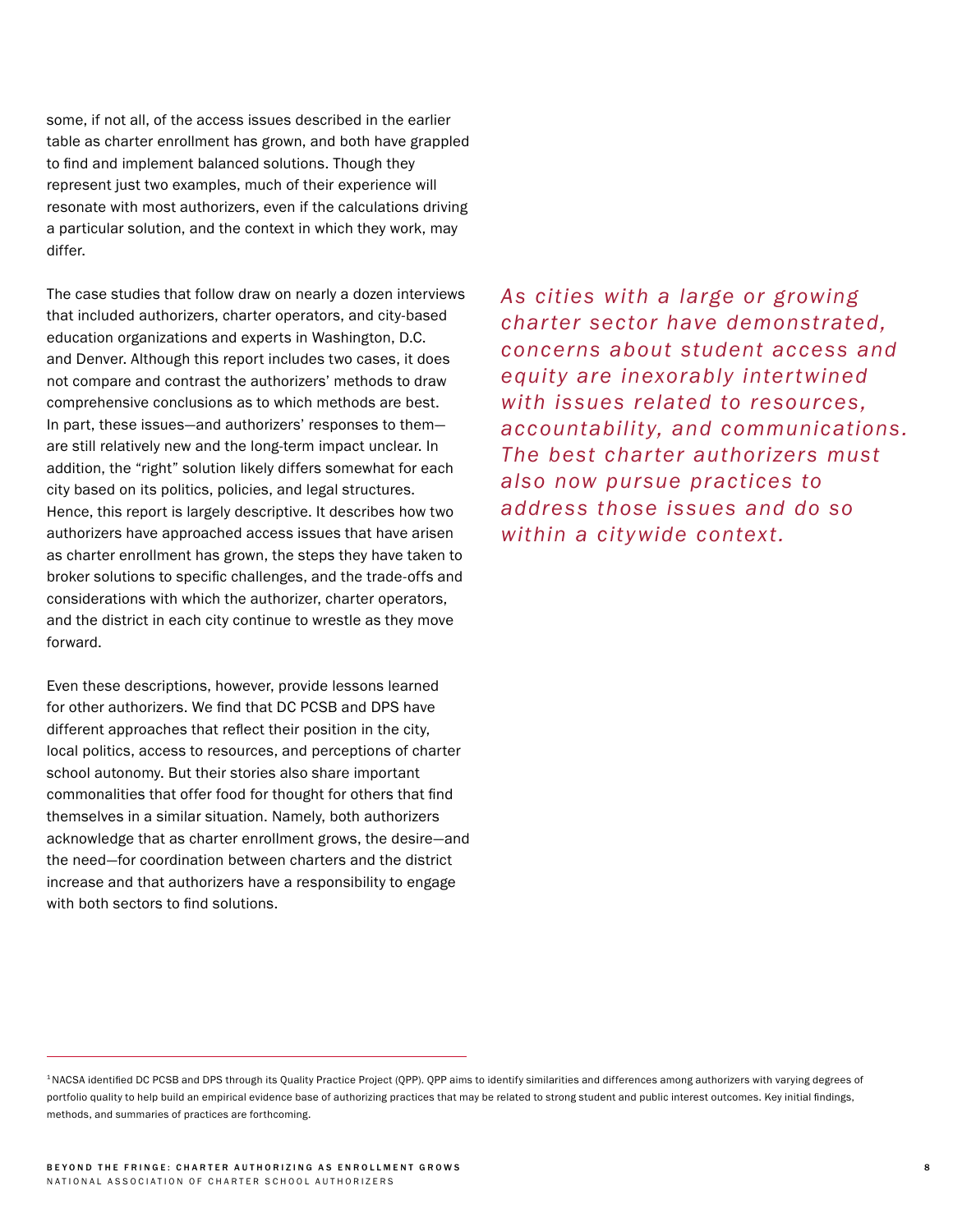some, if not all, of the access issues described in the earlier table as charter enrollment has grown, and both have grappled to find and implement balanced solutions. Though they represent just two examples, much of their experience will resonate with most authorizers, even if the calculations driving a particular solution, and the context in which they work, may differ.

The case studies that follow draw on nearly a dozen interviews that included authorizers, charter operators, and city-based education organizations and experts in Washington, D.C. and Denver. Although this report includes two cases, it does not compare and contrast the authorizers' methods to draw comprehensive conclusions as to which methods are best. In part, these issues—and authorizers' responses to them—are still relatively new and the long-term impact unclear. In addition, the "right" solution likely differs somewhat for each city based on its politics, policies, and legal structures. Hence, this report is largely descriptive. It describes how two authorizers have approached access issues that have arisen as charter enrollment has grown, the steps they have taken to broker solutions to specific challenges, and the trade-offs and considerations with which the authorizer, charter operators, and the district in each city continue to wrestle as they move forward.

*As cities with a large or growing charter sector have demonstrated, concerns about student access and equity are inexorably intertwined with issues related to resources, accountability, and communications. The best charter authorizers must also now pursue practices to address those issues and do so within a citywide context.*

Even these descriptions, however, provide lessons learned for other authorizers. We find that DC PCSB and DPS have different approaches that reflect their position in the city, local politics, access to resources, and perceptions of charter school autonomy. But their stories also share important commonalities that offer food for thought for others that find themselves in a similar situation. Namely, both authorizers acknowledge that as charter enrollment grows, the desire—and the need—for coordination between charters and the district increase and that authorizers have a responsibility to engage with both sectors to find solutions.

---

[1] NACSA identified DC PCSB and DPS through its Quality Practice Project (QPP). QPP aims to identify similarities and differences among authorizers with varying degrees of portfolio quality to help build an empirical evidence base of authorizing practices that may be related to strong student and public interest outcomes. Key initial findings, methods, and summaries of practices are forthcoming.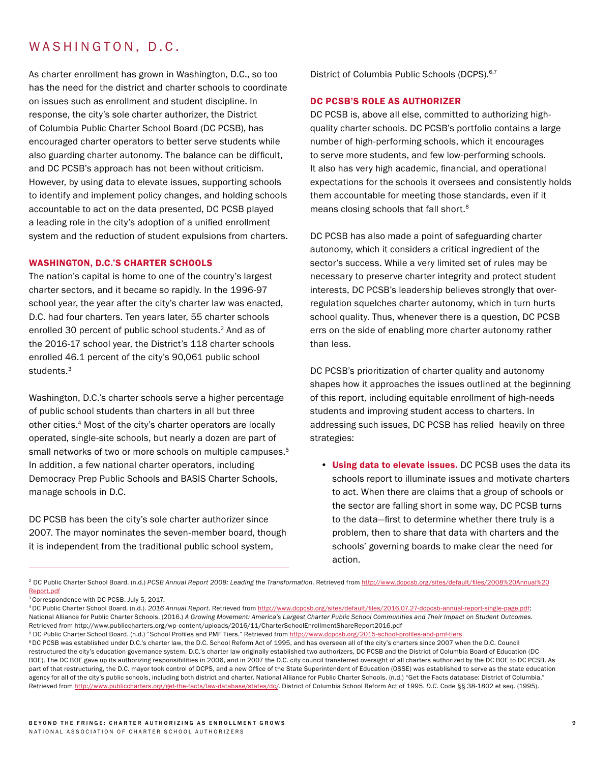# WASHINGTON, D.C.

As charter enrollment has grown in Washington, D.C., so too has the need for the district and charter schools to coordinate on issues such as enrollment and student discipline. In response, the city's sole charter authorizer, the District of Columbia Public Charter School Board (DC PCSB), has encouraged charter operators to better serve students while also guarding charter autonomy. The balance can be difficult, and DC PCSB's approach has not been without criticism. However, by using data to elevate issues, supporting schools to identify and implement policy changes, and holding schools accountable to act on the data presented, DC PCSB played a leading role in the city's adoption of a unified enrollment system and the reduction of student expulsions from charters.

## WASHINGTON, D.C.'S CHARTER SCHOOLS

The nation's capital is home to one of the country's largest charter sectors, and it became so rapidly. In the 1996-97 school year, the year after the city's charter law was enacted, D.C. had four charters. Ten years later, 55 charter schools enrolled 30 percent of public school students.[2] And as of the 2016-17 school year, the District's 118 charter schools enrolled 46.1 percent of the city's 90,061 public school students.[3]

Washington, D.C.'s charter schools serve a higher percentage of public school students than charters in all but three other cities.[4] Most of the city's charter operators are locally operated, single-site schools, but nearly a dozen are part of small networks of two or more schools on multiple campuses.[5] In addition, a few national charter operators, including Democracy Prep Public Schools and BASIS Charter Schools, manage schools in D.C.

DC PCSB has been the city's sole charter authorizer since 2007. The mayor nominates the seven-member board, though it is independent from the traditional public school system, District of Columbia Public Schools (DCPS).[6,7]

## DC PCSB'S ROLE AS AUTHORIZER

DC PCSB is, above all else, committed to authorizing high-quality charter schools. DC PCSB's portfolio contains a large number of high-performing schools, which it encourages to serve more students, and few low-performing schools. It also has very high academic, financial, and operational expectations for the schools it oversees and consistently holds them accountable for meeting those standards, even if it means closing schools that fall short.[8]

DC PCSB has also made a point of safeguarding charter autonomy, which it considers a critical ingredient of the sector's success. While a very limited set of rules may be necessary to preserve charter integrity and protect student interests, DC PCSB's leadership believes strongly that over-regulation squelches charter autonomy, which in turn hurts school quality. Thus, whenever there is a question, DC PCSB errs on the side of enabling more charter autonomy rather than less.

DC PCSB's prioritization of charter quality and autonomy shapes how it approaches the issues outlined at the beginning of this report, including equitable enrollment of high-needs students and improving student access to charters. In addressing such issues, DC PCSB has relied heavily on three strategies:

- **Using data to elevate issues.** DC PCSB uses the data its schools report to illuminate issues and motivate charters to act. When there are claims that a group of schools or the sector are falling short in some way, DC PCSB turns to the data—first to determine whether there truly is a problem, then to share that data with charters and the schools' governing boards to make clear the need for action.

---

[2] DC Public Charter School Board. (n.d.) *PCSB Annual Report 2008: Leading the Transformation.* Retrieved from http://www.dcpcsb.org/sites/default/files/2008%20Annual%20Report.pdf

[3] Correspondence with DC PCSB. July 5, 2017.

[4] DC Public Charter School Board. (n.d.). *2016 Annual Report.* Retrieved from http://www.dcpcsb.org/sites/default/files/2016.07.27-dcpcsb-annual-report-single-page.pdf; National Alliance for Public Charter Schools. (2016.) *A Growing Movement: America's Largest Charter Public School Communities and Their Impact on Student Outcomes.* Retrieved from http://www.publiccharters.org/wp-content/uploads/2016/11/CharterSchoolEnrollmentShareReport2016.pdf

[5] DC Public Charter School Board. (n.d.) "School Profiles and PMF Tiers." Retrieved from http://www.dcpcsb.org/2015-school-profiles-and-pmf-tiers

[6] DC PCSB was established under D.C.'s charter law, the D.C. School Reform Act of 1995, and has overseen all of the city's charters since 2007 when the D.C. Council restructured the city's education governance system. D.C.'s charter law originally established two authorizers, DC PCSB and the District of Columbia Board of Education (DC BOE). The DC BOE gave up its authorizing responsibilities in 2006, and in 2007 the D.C. city council transferred oversight of all charters authorized by the DC BOE to DC PCSB. As part of that restructuring, the D.C. mayor took control of DCPS, and a new Office of the State Superintendent of Education (OSSE) was established to serve as the state education agency for all of the city's public schools, including both district and charter. National Alliance for Public Charter Schools. (n.d.) "Get the Facts database: District of Columbia." Retrieved from http://www.publiccharters.org/get-the-facts/law-database/states/dc/. District of Columbia School Reform Act of 1995. *D.C.* Code §§ 38-1802 et seq. (1995).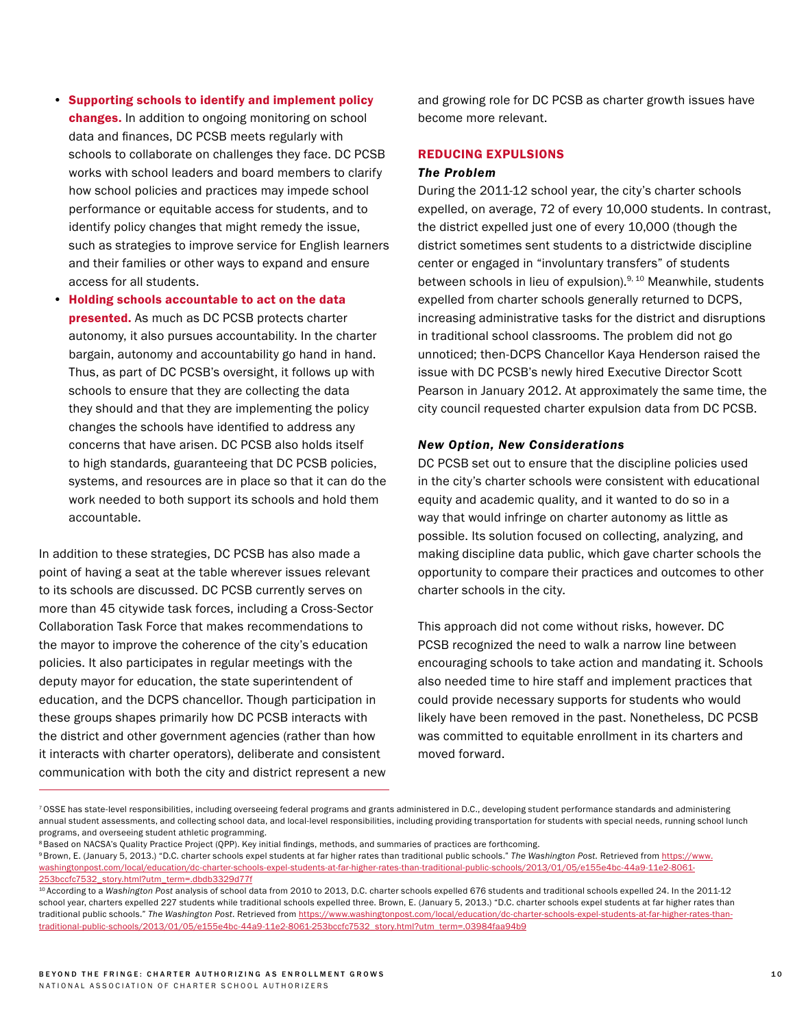- **Supporting schools to identify and implement policy changes.** In addition to ongoing monitoring on school data and finances, DC PCSB meets regularly with schools to collaborate on challenges they face. DC PCSB works with school leaders and board members to clarify how school policies and practices may impede school performance or equitable access for students, and to identify policy changes that might remedy the issue, such as strategies to improve service for English learners and their families or other ways to expand and ensure access for all students.
- **Holding schools accountable to act on the data presented.** As much as DC PCSB protects charter autonomy, it also pursues accountability. In the charter bargain, autonomy and accountability go hand in hand. Thus, as part of DC PCSB's oversight, it follows up with schools to ensure that they are collecting the data they should and that they are implementing the policy changes the schools have identified to address any concerns that have arisen. DC PCSB also holds itself to high standards, guaranteeing that DC PCSB policies, systems, and resources are in place so that it can do the work needed to both support its schools and hold them accountable.

In addition to these strategies, DC PCSB has also made a point of having a seat at the table wherever issues relevant to its schools are discussed. DC PCSB currently serves on more than 45 citywide task forces, including a Cross-Sector Collaboration Task Force that makes recommendations to the mayor to improve the coherence of the city's education policies. It also participates in regular meetings with the deputy mayor for education, the state superintendent of education, and the DCPS chancellor. Though participation in these groups shapes primarily how DC PCSB interacts with the district and other government agencies (rather than how it interacts with charter operators), deliberate and consistent communication with both the city and district represent a new and growing role for DC PCSB as charter growth issues have become more relevant.

## REDUCING EXPULSIONS

### *The Problem*

During the 2011-12 school year, the city's charter schools expelled, on average, 72 of every 10,000 students. In contrast, the district expelled just one of every 10,000 (though the district sometimes sent students to a districtwide discipline center or engaged in "involuntary transfers" of students between schools in lieu of expulsion).[9, 10] Meanwhile, students expelled from charter schools generally returned to DCPS, increasing administrative tasks for the district and disruptions in traditional school classrooms. The problem did not go unnoticed; then-DCPS Chancellor Kaya Henderson raised the issue with DC PCSB's newly hired Executive Director Scott Pearson in January 2012. At approximately the same time, the city council requested charter expulsion data from DC PCSB.

### *New Option, New Considerations*

DC PCSB set out to ensure that the discipline policies used in the city's charter schools were consistent with educational equity and academic quality, and it wanted to do so in a way that would infringe on charter autonomy as little as possible. Its solution focused on collecting, analyzing, and making discipline data public, which gave charter schools the opportunity to compare their practices and outcomes to other charter schools in the city.

This approach did not come without risks, however. DC PCSB recognized the need to walk a narrow line between encouraging schools to take action and mandating it. Schools also needed time to hire staff and implement practices that could provide necessary supports for students who would likely have been removed in the past. Nonetheless, DC PCSB was committed to equitable enrollment in its charters and moved forward.

---

[7] OSSE has state-level responsibilities, including overseeing federal programs and grants administered in D.C., developing student performance standards and administering annual student assessments, and collecting school data, and local-level responsibilities, including providing transportation for students with special needs, running school lunch programs, and overseeing student athletic programming.

[8] Based on NACSA's Quality Practice Project (QPP). Key initial findings, methods, and summaries of practices are forthcoming.

[9] Brown, E. (January 5, 2013.) "D.C. charter schools expel students at far higher rates than traditional public schools." *The Washington Post.* Retrieved from https://www.washingtonpost.com/local/education/dc-charter-schools-expel-students-at-far-higher-rates-than-traditional-public-schools/2013/01/05/e155e4bc-44a9-11e2-8061-253bccfc7532_story.html?utm_term=.dbdb3329d77f

[10] According to a *Washington Post* analysis of school data from 2010 to 2013, D.C. charter schools expelled 676 students and traditional schools expelled 24. In the 2011-12 school year, charters expelled 227 students while traditional schools expelled three. Brown, E. (January 5, 2013.) "D.C. charter schools expel students at far higher rates than traditional public schools." *The Washington Post.* Retrieved from https://www.washingtonpost.com/local/education/dc-charter-schools-expel-students-at-far-higher-rates-than-traditional-public-schools/2013/01/05/e155e4bc-44a9-11e2-8061-253bccfc7532_story.html?utm_term=.03984faa94b9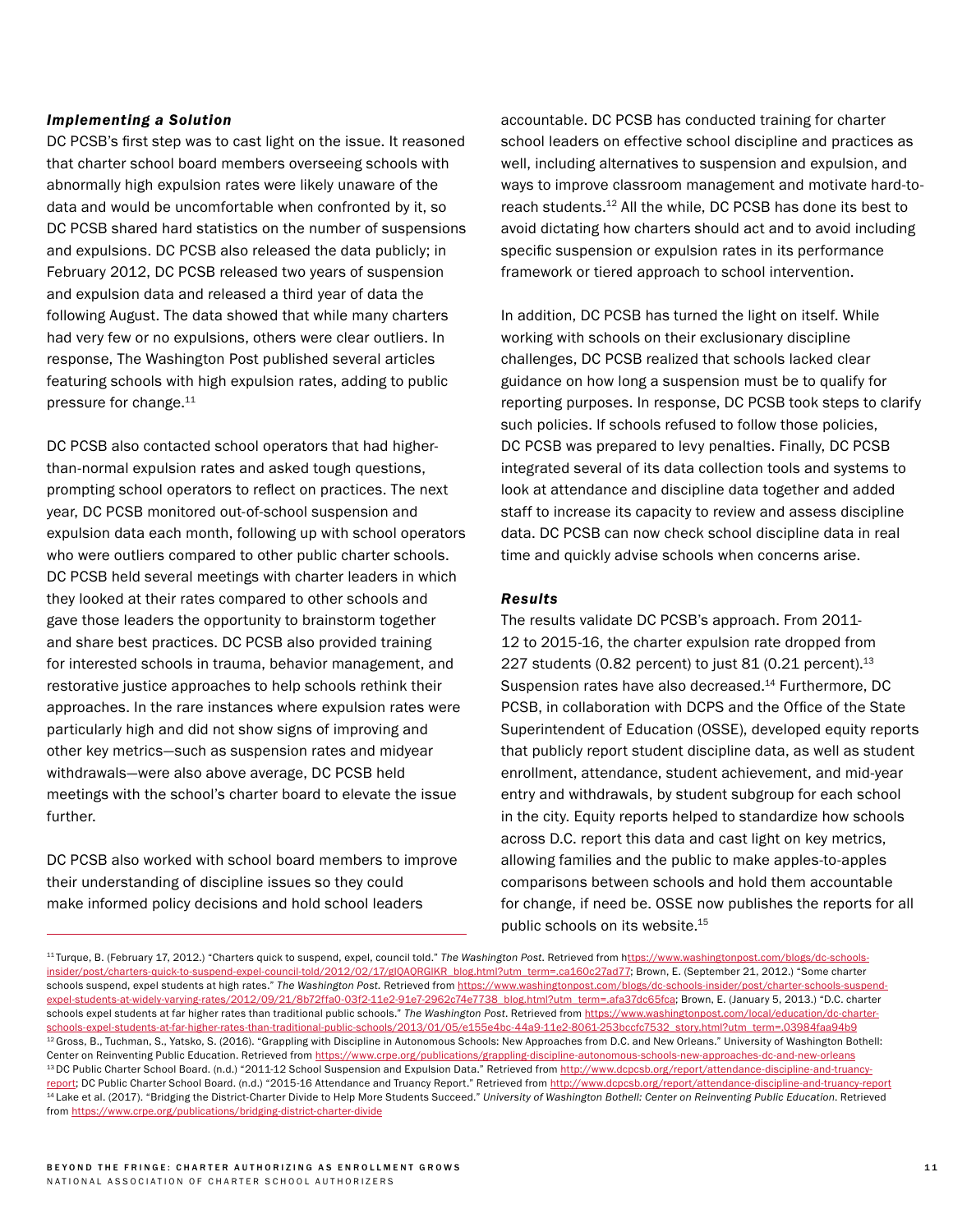### *Implementing a Solution*

DC PCSB's first step was to cast light on the issue. It reasoned that charter school board members overseeing schools with abnormally high expulsion rates were likely unaware of the data and would be uncomfortable when confronted by it, so DC PCSB shared hard statistics on the number of suspensions and expulsions. DC PCSB also released the data publicly; in February 2012, DC PCSB released two years of suspension and expulsion data and released a third year of data the following August. The data showed that while many charters had very few or no expulsions, others were clear outliers. In response, The Washington Post published several articles featuring schools with high expulsion rates, adding to public pressure for change.[11]

DC PCSB also contacted school operators that had higher-than-normal expulsion rates and asked tough questions, prompting school operators to reflect on practices. The next year, DC PCSB monitored out-of-school suspension and expulsion data each month, following up with school operators who were outliers compared to other public charter schools. DC PCSB held several meetings with charter leaders in which they looked at their rates compared to other schools and gave those leaders the opportunity to brainstorm together and share best practices. DC PCSB also provided training for interested schools in trauma, behavior management, and restorative justice approaches to help schools rethink their approaches. In the rare instances where expulsion rates were particularly high and did not show signs of improving and other key metrics—such as suspension rates and midyear withdrawals—were also above average, DC PCSB held meetings with the school's charter board to elevate the issue further.

DC PCSB also worked with school board members to improve their understanding of discipline issues so they could make informed policy decisions and hold school leaders accountable. DC PCSB has conducted training for charter school leaders on effective school discipline and practices as well, including alternatives to suspension and expulsion, and ways to improve classroom management and motivate hard-to-reach students.[12] All the while, DC PCSB has done its best to avoid dictating how charters should act and to avoid including specific suspension or expulsion rates in its performance framework or tiered approach to school intervention.

In addition, DC PCSB has turned the light on itself. While working with schools on their exclusionary discipline challenges, DC PCSB realized that schools lacked clear guidance on how long a suspension must be to qualify for reporting purposes. In response, DC PCSB took steps to clarify such policies. If schools refused to follow those policies, DC PCSB was prepared to levy penalties. Finally, DC PCSB integrated several of its data collection tools and systems to look at attendance and discipline data together and added staff to increase its capacity to review and assess discipline data. DC PCSB can now check school discipline data in real time and quickly advise schools when concerns arise.

### *Results*

The results validate DC PCSB's approach. From 2011-12 to 2015-16, the charter expulsion rate dropped from 227 students (0.82 percent) to just 81 (0.21 percent).[13] Suspension rates have also decreased.[14] Furthermore, DC PCSB, in collaboration with DCPS and the Office of the State Superintendent of Education (OSSE), developed equity reports that publicly report student discipline data, as well as student enrollment, attendance, student achievement, and mid-year entry and withdrawals, by student subgroup for each school in the city. Equity reports helped to standardize how schools across D.C. report this data and cast light on key metrics, allowing families and the public to make apples-to-apples comparisons between schools and hold them accountable for change, if need be. OSSE now publishes the reports for all public schools on its website.[15]

---

[11] Turque, B. (February 17, 2012.) "Charters quick to suspend, expel, council told." *The Washington Post*. Retrieved from https://www.washingtonpost.com/blogs/dc-schools-insider/post/charters-quick-to-suspend-expel-council-told/2012/02/17/gIQAQRGIKR_blog.html?utm_term=.ca160c27ad77; Brown, E. (September 21, 2012.) "Some charter schools suspend, expel students at high rates." *The Washington Post.* Retrieved from https://www.washingtonpost.com/blogs/dc-schools-insider/post/charter-schools-suspend-expel-students-at-widely-varying-rates/2012/09/21/8b72ffa0-03f2-11e2-91e7-2962c74e7738_blog.html?utm_term=.afa37dc65fca; Brown, E. (January 5, 2013.) "D.C. charter schools expel students at far higher rates than traditional public schools." *The Washington Post*. Retrieved from https://www.washingtonpost.com/local/education/dc-charter-schools-expel-students-at-far-higher-rates-than-traditional-public-schools/2013/01/05/e155e4bc-44a9-11e2-8061-253bccfc7532_story.html?utm_term=.03984faa94b9

[12] Gross, B., Tuchman, S., Yatsko, S. (2016). "Grappling with Discipline in Autonomous Schools: New Approaches from D.C. and New Orleans." University of Washington Bothell: Center on Reinventing Public Education. Retrieved from https://www.crpe.org/publications/grappling-discipline-autonomous-schools-new-approaches-dc-and-new-orleans

[13] DC Public Charter School Board. (n.d.) "2011-12 School Suspension and Expulsion Data." Retrieved from http://www.dcpcsb.org/report/attendance-discipline-and-truancy-report; DC Public Charter School Board. (n.d.) "2015-16 Attendance and Truancy Report." Retrieved from http://www.dcpcsb.org/report/attendance-discipline-and-truancy-report

[14] Lake et al. (2017). "Bridging the District-Charter Divide to Help More Students Succeed." *University of Washington Bothell: Center on Reinventing Public Education*. Retrieved from https://www.crpe.org/publications/bridging-district-charter-divide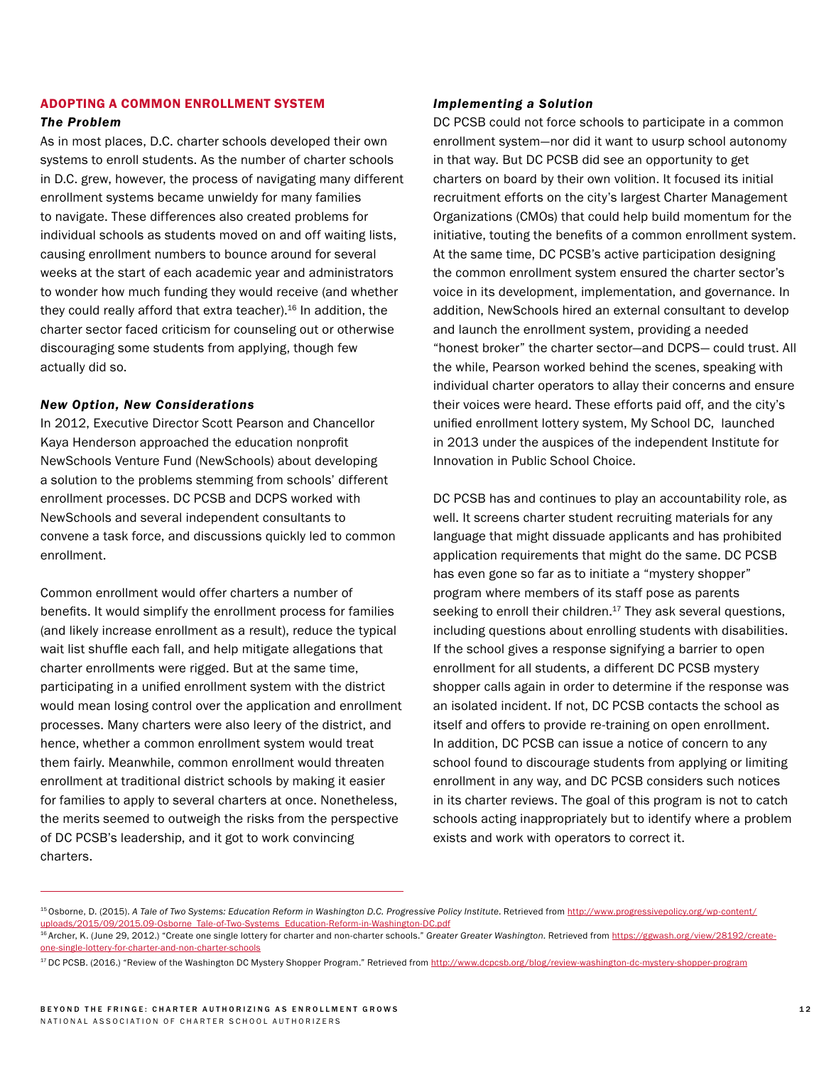## ADOPTING A COMMON ENROLLMENT SYSTEM

### *The Problem*

As in most places, D.C. charter schools developed their own systems to enroll students. As the number of charter schools in D.C. grew, however, the process of navigating many different enrollment systems became unwieldy for many families to navigate. These differences also created problems for individual schools as students moved on and off waiting lists, causing enrollment numbers to bounce around for several weeks at the start of each academic year and administrators to wonder how much funding they would receive (and whether they could really afford that extra teacher).[16] In addition, the charter sector faced criticism for counseling out or otherwise discouraging some students from applying, though few actually did so.

### *New Option, New Considerations*

In 2012, Executive Director Scott Pearson and Chancellor Kaya Henderson approached the education nonprofit NewSchools Venture Fund (NewSchools) about developing a solution to the problems stemming from schools' different enrollment processes. DC PCSB and DCPS worked with NewSchools and several independent consultants to convene a task force, and discussions quickly led to common enrollment.

Common enrollment would offer charters a number of benefits. It would simplify the enrollment process for families (and likely increase enrollment as a result), reduce the typical wait list shuffle each fall, and help mitigate allegations that charter enrollments were rigged. But at the same time, participating in a unified enrollment system with the district would mean losing control over the application and enrollment processes. Many charters were also leery of the district, and hence, whether a common enrollment system would treat them fairly. Meanwhile, common enrollment would threaten enrollment at traditional district schools by making it easier for families to apply to several charters at once. Nonetheless, the merits seemed to outweigh the risks from the perspective of DC PCSB's leadership, and it got to work convincing charters.

### *Implementing a Solution*

DC PCSB could not force schools to participate in a common enrollment system—nor did it want to usurp school autonomy in that way. But DC PCSB did see an opportunity to get charters on board by their own volition. It focused its initial recruitment efforts on the city's largest Charter Management Organizations (CMOs) that could help build momentum for the initiative, touting the benefits of a common enrollment system. At the same time, DC PCSB's active participation designing the common enrollment system ensured the charter sector's voice in its development, implementation, and governance. In addition, NewSchools hired an external consultant to develop and launch the enrollment system, providing a needed "honest broker" the charter sector—and DCPS— could trust. All the while, Pearson worked behind the scenes, speaking with individual charter operators to allay their concerns and ensure their voices were heard. These efforts paid off, and the city's unified enrollment lottery system, My School DC, launched in 2013 under the auspices of the independent Institute for Innovation in Public School Choice.

DC PCSB has and continues to play an accountability role, as well. It screens charter student recruiting materials for any language that might dissuade applicants and has prohibited application requirements that might do the same. DC PCSB has even gone so far as to initiate a "mystery shopper" program where members of its staff pose as parents seeking to enroll their children.[17] They ask several questions, including questions about enrolling students with disabilities. If the school gives a response signifying a barrier to open enrollment for all students, a different DC PCSB mystery shopper calls again in order to determine if the response was an isolated incident. If not, DC PCSB contacts the school as itself and offers to provide re-training on open enrollment. In addition, DC PCSB can issue a notice of concern to any school found to discourage students from applying or limiting enrollment in any way, and DC PCSB considers such notices in its charter reviews. The goal of this program is not to catch schools acting inappropriately but to identify where a problem exists and work with operators to correct it.

---

[15] Osborne, D. (2015). *A Tale of Two Systems: Education Reform in Washington D.C. Progressive Policy Institute*. Retrieved from http://www.progressivepolicy.org/wp-content/uploads/2015/09/2015.09-Osborne_Tale-of-Two-Systems_Education-Reform-in-Washington-DC.pdf

[16] Archer, K. (June 29, 2012.) "Create one single lottery for charter and non-charter schools." *Greater Greater Washington*. Retrieved from https://ggwash.org/view/28192/create-one-single-lottery-for-charter-and-non-charter-schools

[17] DC PCSB. (2016.) "Review of the Washington DC Mystery Shopper Program." Retrieved from http://www.dcpcsb.org/blog/review-washington-dc-mystery-shopper-program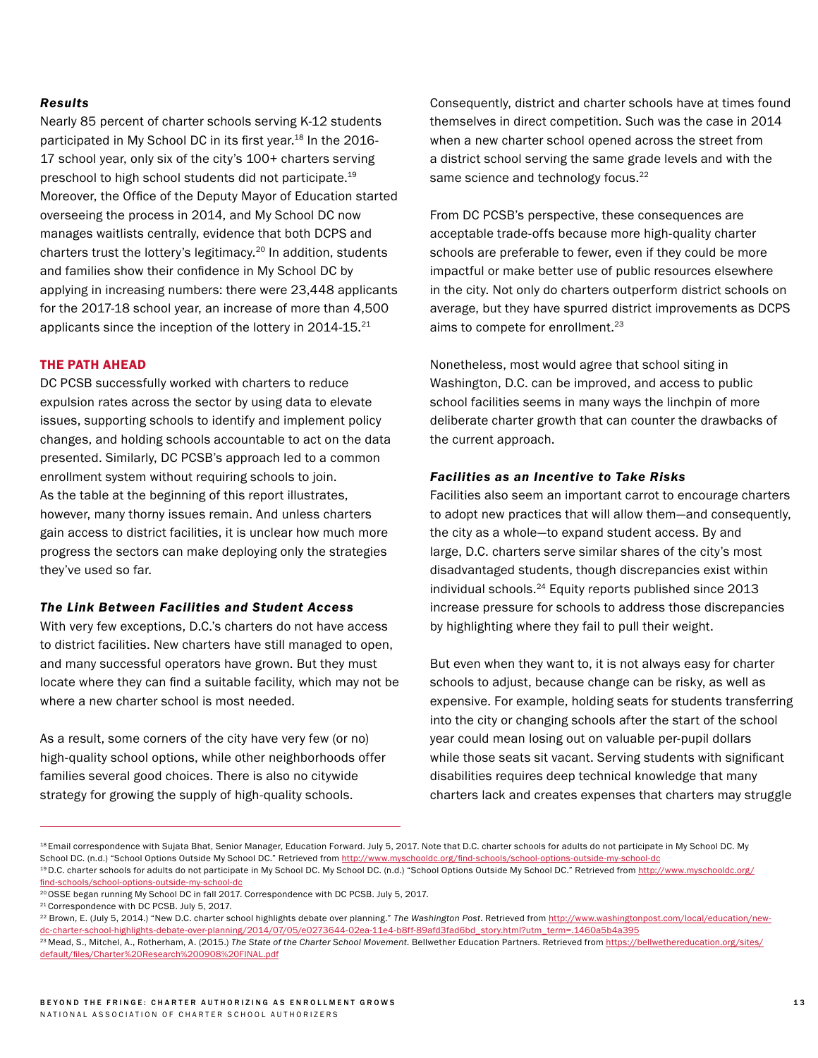### *Results*

Nearly 85 percent of charter schools serving K-12 students participated in My School DC in its first year.[18] In the 2016-17 school year, only six of the city's 100+ charters serving preschool to high school students did not participate.[19] Moreover, the Office of the Deputy Mayor of Education started overseeing the process in 2014, and My School DC now manages waitlists centrally, evidence that both DCPS and charters trust the lottery's legitimacy.[20] In addition, students and families show their confidence in My School DC by applying in increasing numbers: there were 23,448 applicants for the 2017-18 school year, an increase of more than 4,500 applicants since the inception of the lottery in 2014-15.[21]

## THE PATH AHEAD

DC PCSB successfully worked with charters to reduce expulsion rates across the sector by using data to elevate issues, supporting schools to identify and implement policy changes, and holding schools accountable to act on the data presented. Similarly, DC PCSB's approach led to a common enrollment system without requiring schools to join. As the table at the beginning of this report illustrates, however, many thorny issues remain. And unless charters gain access to district facilities, it is unclear how much more progress the sectors can make deploying only the strategies they've used so far.

### *The Link Between Facilities and Student Access*

With very few exceptions, D.C.'s charters do not have access to district facilities. New charters have still managed to open, and many successful operators have grown. But they must locate where they can find a suitable facility, which may not be where a new charter school is most needed.

As a result, some corners of the city have very few (or no) high-quality school options, while other neighborhoods offer families several good choices. There is also no citywide strategy for growing the supply of high-quality schools. Consequently, district and charter schools have at times found themselves in direct competition. Such was the case in 2014 when a new charter school opened across the street from a district school serving the same grade levels and with the same science and technology focus.[22]

From DC PCSB's perspective, these consequences are acceptable trade-offs because more high-quality charter schools are preferable to fewer, even if they could be more impactful or make better use of public resources elsewhere in the city. Not only do charters outperform district schools on average, but they have spurred district improvements as DCPS aims to compete for enrollment.[23]

Nonetheless, most would agree that school siting in Washington, D.C. can be improved, and access to public school facilities seems in many ways the linchpin of more deliberate charter growth that can counter the drawbacks of the current approach.

### *Facilities as an Incentive to Take Risks*

Facilities also seem an important carrot to encourage charters to adopt new practices that will allow them—and consequently, the city as a whole—to expand student access. By and large, D.C. charters serve similar shares of the city's most disadvantaged students, though discrepancies exist within individual schools.[24] Equity reports published since 2013 increase pressure for schools to address those discrepancies by highlighting where they fail to pull their weight.

But even when they want to, it is not always easy for charter schools to adjust, because change can be risky, as well as expensive. For example, holding seats for students transferring into the city or changing schools after the start of the school year could mean losing out on valuable per-pupil dollars while those seats sit vacant. Serving students with significant disabilities requires deep technical knowledge that many charters lack and creates expenses that charters may struggle

---

[18] Email correspondence with Sujata Bhat, Senior Manager, Education Forward. July 5, 2017. Note that D.C. charter schools for adults do not participate in My School DC. My School DC. (n.d.) "School Options Outside My School DC." Retrieved from http://www.myschooldc.org/find-schools/school-options-outside-my-school-dc

[19] D.C. charter schools for adults do not participate in My School DC. My School DC. (n.d.) "School Options Outside My School DC." Retrieved from http://www.myschooldc.org/find-schools/school-options-outside-my-school-dc

[20] OSSE began running My School DC in fall 2017. Correspondence with DC PCSB. July 5, 2017.

[21] Correspondence with DC PCSB. July 5, 2017.

[22] Brown, E. (July 5, 2014.) "New D.C. charter school highlights debate over planning." *The Washington Post*. Retrieved from http://www.washingtonpost.com/local/education/new-dc-charter-school-highlights-debate-over-planning/2014/07/05/e0273644-02ea-11e4-b8ff-89afd3fad6bd_story.html?utm_term=.1460a5b4a395

[23] Mead, S., Mitchel, A., Rotherham, A. (2015.) *The State of the Charter School Movement.* Bellwether Education Partners. Retrieved from https://bellwethereducation.org/sites/default/files/Charter%20Research%200908%20FINAL.pdf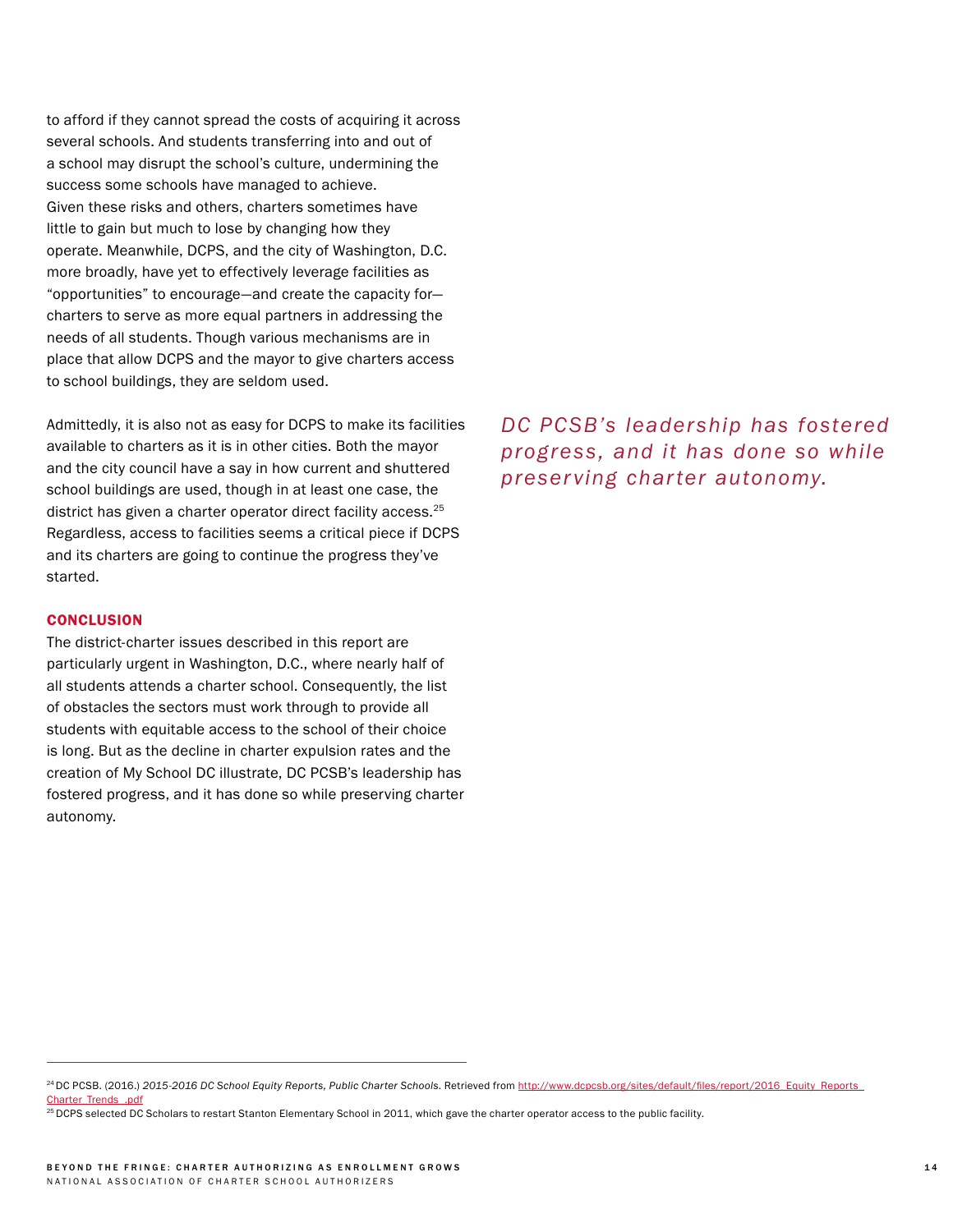to afford if they cannot spread the costs of acquiring it across several schools. And students transferring into and out of a school may disrupt the school's culture, undermining the success some schools have managed to achieve. Given these risks and others, charters sometimes have little to gain but much to lose by changing how they operate. Meanwhile, DCPS, and the city of Washington, D.C. more broadly, have yet to effectively leverage facilities as "opportunities" to encourage—and create the capacity for—charters to serve as more equal partners in addressing the needs of all students. Though various mechanisms are in place that allow DCPS and the mayor to give charters access to school buildings, they are seldom used.

Admittedly, it is also not as easy for DCPS to make its facilities available to charters as it is in other cities. Both the mayor and the city council have a say in how current and shuttered school buildings are used, though in at least one case, the district has given a charter operator direct facility access.[25] Regardless, access to facilities seems a critical piece if DCPS and its charters are going to continue the progress they've started.

*DC PCSB's leadership has fostered progress, and it has done so while preserving charter autonomy.*

## CONCLUSION

The district-charter issues described in this report are particularly urgent in Washington, D.C., where nearly half of all students attends a charter school. Consequently, the list of obstacles the sectors must work through to provide all students with equitable access to the school of their choice is long. But as the decline in charter expulsion rates and the creation of My School DC illustrate, DC PCSB's leadership has fostered progress, and it has done so while preserving charter autonomy.

---

[24] DC PCSB. (2016.) *2015-2016 DC School Equity Reports, Public Charter Schools*. Retrieved from http://www.dcpcsb.org/sites/default/files/report/2016_Equity_Reports_Charter_Trends_.pdf

[25] DCPS selected DC Scholars to restart Stanton Elementary School in 2011, which gave the charter operator access to the public facility.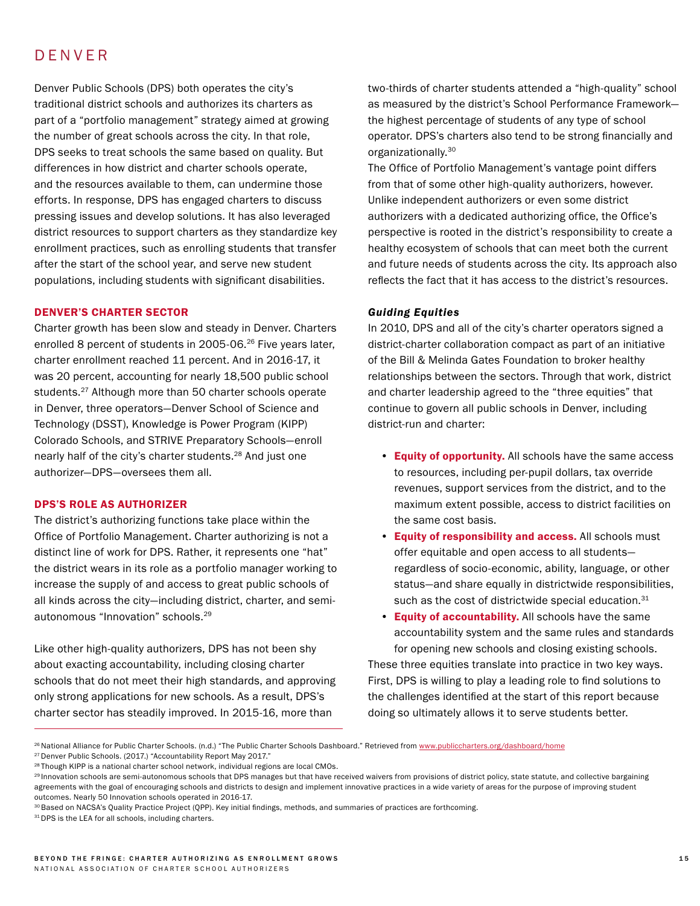# DENVER

Denver Public Schools (DPS) both operates the city's traditional district schools and authorizes its charters as part of a "portfolio management" strategy aimed at growing the number of great schools across the city. In that role, DPS seeks to treat schools the same based on quality. But differences in how district and charter schools operate, and the resources available to them, can undermine those efforts. In response, DPS has engaged charters to discuss pressing issues and develop solutions. It has also leveraged district resources to support charters as they standardize key enrollment practices, such as enrolling students that transfer after the start of the school year, and serve new student populations, including students with significant disabilities.

## DENVER'S CHARTER SECTOR

Charter growth has been slow and steady in Denver. Charters enrolled 8 percent of students in 2005-06.[26] Five years later, charter enrollment reached 11 percent. And in 2016-17, it was 20 percent, accounting for nearly 18,500 public school students.[27] Although more than 50 charter schools operate in Denver, three operators—Denver School of Science and Technology (DSST), Knowledge is Power Program (KIPP) Colorado Schools, and STRIVE Preparatory Schools—enroll nearly half of the city's charter students.[28] And just one authorizer—DPS—oversees them all.

## DPS'S ROLE AS AUTHORIZER

The district's authorizing functions take place within the Office of Portfolio Management. Charter authorizing is not a distinct line of work for DPS. Rather, it represents one "hat" the district wears in its role as a portfolio manager working to increase the supply of and access to great public schools of all kinds across the city—including district, charter, and semi-autonomous "Innovation" schools.[29]

Like other high-quality authorizers, DPS has not been shy about exacting accountability, including closing charter schools that do not meet their high standards, and approving only strong applications for new schools. As a result, DPS's charter sector has steadily improved. In 2015-16, more than two-thirds of charter students attended a "high-quality" school as measured by the district's School Performance Framework—the highest percentage of students of any type of school operator. DPS's charters also tend to be strong financially and organizationally.[30]

The Office of Portfolio Management's vantage point differs from that of some other high-quality authorizers, however. Unlike independent authorizers or even some district authorizers with a dedicated authorizing office, the Office's perspective is rooted in the district's responsibility to create a healthy ecosystem of schools that can meet both the current and future needs of students across the city. Its approach also reflects the fact that it has access to the district's resources.

### *Guiding Equities*

In 2010, DPS and all of the city's charter operators signed a district-charter collaboration compact as part of an initiative of the Bill & Melinda Gates Foundation to broker healthy relationships between the sectors. Through that work, district and charter leadership agreed to the "three equities" that continue to govern all public schools in Denver, including district-run and charter:

- **Equity of opportunity.** All schools have the same access to resources, including per-pupil dollars, tax override revenues, support services from the district, and to the maximum extent possible, access to district facilities on the same cost basis.
- **Equity of responsibility and access.** All schools must offer equitable and open access to all students—regardless of socio-economic, ability, language, or other status—and share equally in districtwide responsibilities, such as the cost of districtwide special education.[31]
- **Equity of accountability.** All schools have the same accountability system and the same rules and standards for opening new schools and closing existing schools.

These three equities translate into practice in two key ways. First, DPS is willing to play a leading role to find solutions to the challenges identified at the start of this report because doing so ultimately allows it to serve students better.

---

[26] National Alliance for Public Charter Schools. (n.d.) "The Public Charter Schools Dashboard." Retrieved from www.publiccharters.org/dashboard/home

[27] Denver Public Schools. (2017.) "Accountability Report May 2017."

[28] Though KIPP is a national charter school network, individual regions are local CMOs.

[29] Innovation schools are semi-autonomous schools that DPS manages but that have received waivers from provisions of district policy, state statute, and collective bargaining agreements with the goal of encouraging schools and districts to design and implement innovative practices in a wide variety of areas for the purpose of improving student outcomes. Nearly 50 Innovation schools operated in 2016-17.

[30] Based on NACSA's Quality Practice Project (QPP). Key initial findings, methods, and summaries of practices are forthcoming.

[31] DPS is the LEA for all schools, including charters.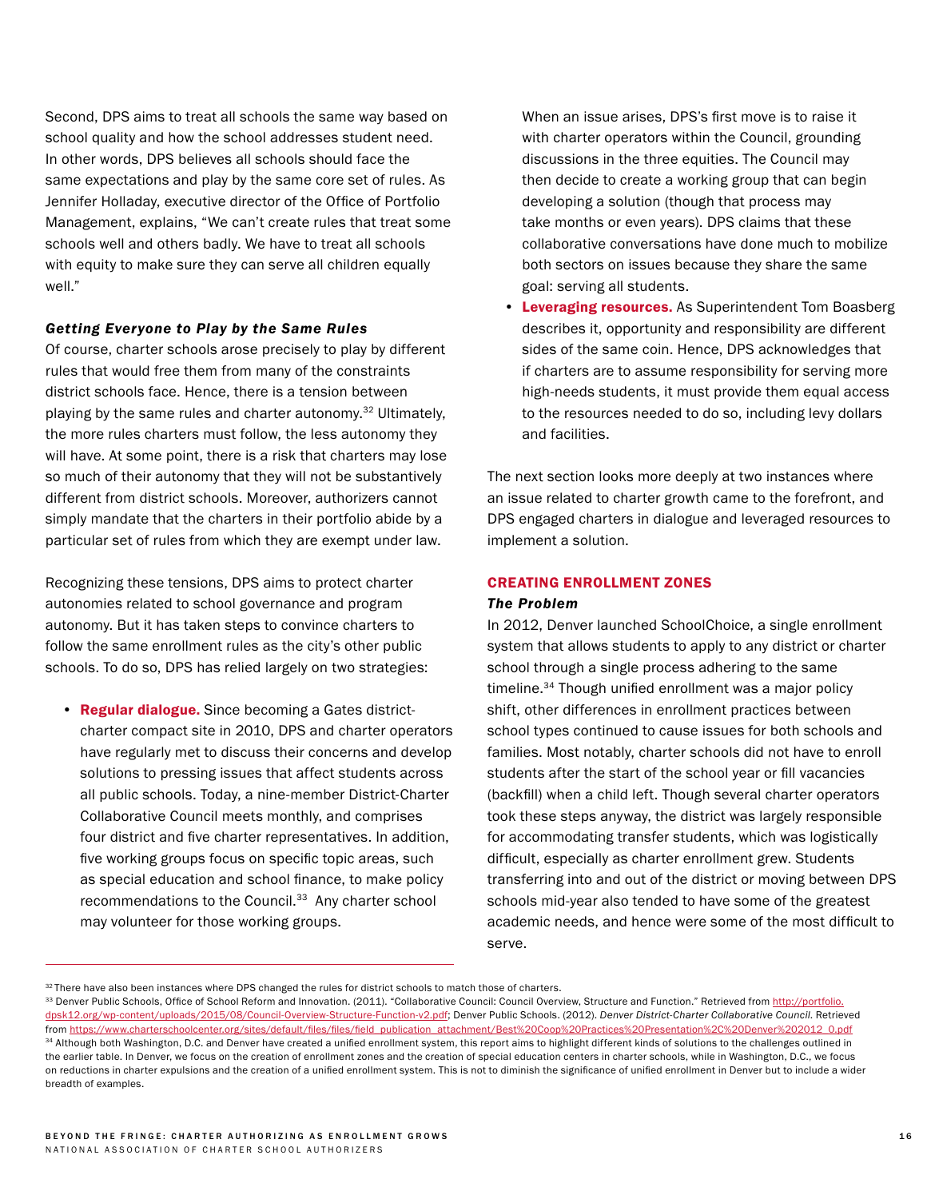Second, DPS aims to treat all schools the same way based on school quality and how the school addresses student need. In other words, DPS believes all schools should face the same expectations and play by the same core set of rules. As Jennifer Holladay, executive director of the Office of Portfolio Management, explains, "We can't create rules that treat some schools well and others badly. We have to treat all schools with equity to make sure they can serve all children equally well."

#### *Getting Everyone to Play by the Same Rules*

Of course, charter schools arose precisely to play by different rules that would free them from many of the constraints district schools face. Hence, there is a tension between playing by the same rules and charter autonomy.[32] Ultimately, the more rules charters must follow, the less autonomy they will have. At some point, there is a risk that charters may lose so much of their autonomy that they will not be substantively different from district schools. Moreover, authorizers cannot simply mandate that the charters in their portfolio abide by a particular set of rules from which they are exempt under law.

Recognizing these tensions, DPS aims to protect charter autonomies related to school governance and program autonomy. But it has taken steps to convince charters to follow the same enrollment rules as the city's other public schools. To do so, DPS has relied largely on two strategies:

- **Regular dialogue.** Since becoming a Gates district-charter compact site in 2010, DPS and charter operators have regularly met to discuss their concerns and develop solutions to pressing issues that affect students across all public schools. Today, a nine-member District-Charter Collaborative Council meets monthly, and comprises four district and five charter representatives. In addition, five working groups focus on specific topic areas, such as special education and school finance, to make policy recommendations to the Council.[33] Any charter school may volunteer for those working groups.

  When an issue arises, DPS's first move is to raise it with charter operators within the Council, grounding discussions in the three equities. The Council may then decide to create a working group that can begin developing a solution (though that process may take months or even years). DPS claims that these collaborative conversations have done much to mobilize both sectors on issues because they share the same goal: serving all students.
- **Leveraging resources.** As Superintendent Tom Boasberg describes it, opportunity and responsibility are different sides of the same coin. Hence, DPS acknowledges that if charters are to assume responsibility for serving more high-needs students, it must provide them equal access to the resources needed to do so, including levy dollars and facilities.

The next section looks more deeply at two instances where an issue related to charter growth came to the forefront, and DPS engaged charters in dialogue and leveraged resources to implement a solution.

### CREATING ENROLLMENT ZONES

#### *The Problem*

In 2012, Denver launched SchoolChoice, a single enrollment system that allows students to apply to any district or charter school through a single process adhering to the same timeline.[34] Though unified enrollment was a major policy shift, other differences in enrollment practices between school types continued to cause issues for both schools and families. Most notably, charter schools did not have to enroll students after the start of the school year or fill vacancies (backfill) when a child left. Though several charter operators took these steps anyway, the district was largely responsible for accommodating transfer students, which was logistically difficult, especially as charter enrollment grew. Students transferring into and out of the district or moving between DPS schools mid-year also tended to have some of the greatest academic needs, and hence were some of the most difficult to serve.

---

[32] There have also been instances where DPS changed the rules for district schools to match those of charters.

[33] Denver Public Schools, Office of School Reform and Innovation. (2011). "Collaborative Council: Council Overview, Structure and Function." Retrieved from http://portfolio.dpsk12.org/wp-content/uploads/2015/08/Council-Overview-Structure-Function-v2.pdf; Denver Public Schools. (2012). *Denver District-Charter Collaborative Council*. Retrieved from https://www.charterschoolcenter.org/sites/default/files/files/field_publication_attachment/Best%20Coop%20Practices%20Presentation%2C%20Denver%202012_0.pdf

[34] Although both Washington, D.C. and Denver have created a unified enrollment system, this report aims to highlight different kinds of solutions to the challenges outlined in the earlier table. In Denver, we focus on the creation of enrollment zones and the creation of special education centers in charter schools, while in Washington, D.C., we focus on reductions in charter expulsions and the creation of a unified enrollment system. This is not to diminish the significance of unified enrollment in Denver but to include a wider breadth of examples.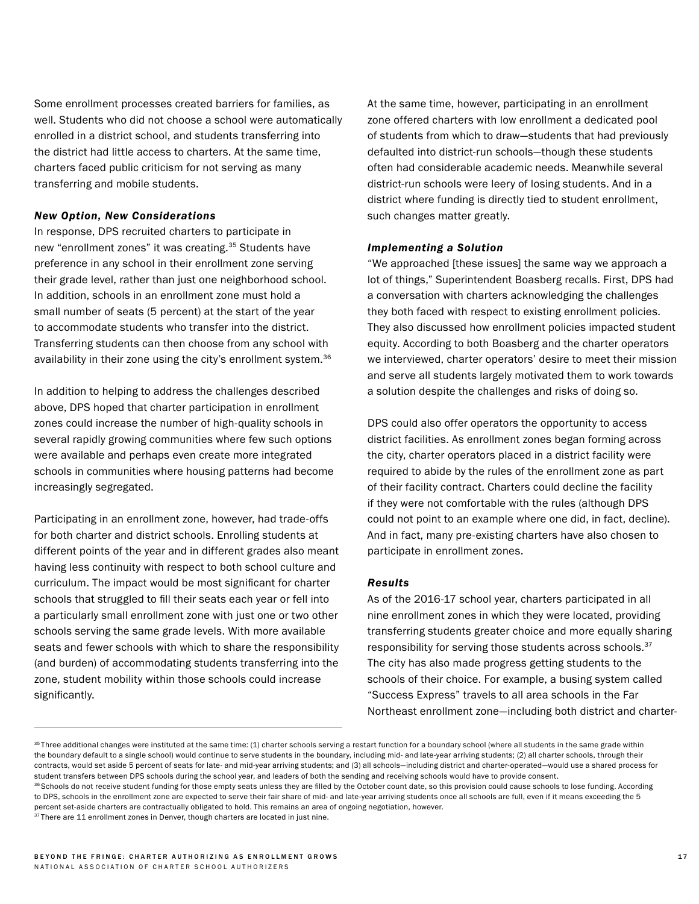Some enrollment processes created barriers for families, as well. Students who did not choose a school were automatically enrolled in a district school, and students transferring into the district had little access to charters. At the same time, charters faced public criticism for not serving as many transferring and mobile students.

### *New Option, New Considerations*

In response, DPS recruited charters to participate in new "enrollment zones" it was creating.[35] Students have preference in any school in their enrollment zone serving their grade level, rather than just one neighborhood school. In addition, schools in an enrollment zone must hold a small number of seats (5 percent) at the start of the year to accommodate students who transfer into the district. Transferring students can then choose from any school with availability in their zone using the city's enrollment system.[36]

In addition to helping to address the challenges described above, DPS hoped that charter participation in enrollment zones could increase the number of high-quality schools in several rapidly growing communities where few such options were available and perhaps even create more integrated schools in communities where housing patterns had become increasingly segregated.

Participating in an enrollment zone, however, had trade-offs for both charter and district schools. Enrolling students at different points of the year and in different grades also meant having less continuity with respect to both school culture and curriculum. The impact would be most significant for charter schools that struggled to fill their seats each year or fell into a particularly small enrollment zone with just one or two other schools serving the same grade levels. With more available seats and fewer schools with which to share the responsibility (and burden) of accommodating students transferring into the zone, student mobility within those schools could increase significantly.

At the same time, however, participating in an enrollment zone offered charters with low enrollment a dedicated pool of students from which to draw—students that had previously defaulted into district-run schools—though these students often had considerable academic needs. Meanwhile several district-run schools were leery of losing students. And in a district where funding is directly tied to student enrollment, such changes matter greatly.

### *Implementing a Solution*

"We approached [these issues] the same way we approach a lot of things," Superintendent Boasberg recalls. First, DPS had a conversation with charters acknowledging the challenges they both faced with respect to existing enrollment policies. They also discussed how enrollment policies impacted student equity. According to both Boasberg and the charter operators we interviewed, charter operators' desire to meet their mission and serve all students largely motivated them to work towards a solution despite the challenges and risks of doing so.

DPS could also offer operators the opportunity to access district facilities. As enrollment zones began forming across the city, charter operators placed in a district facility were required to abide by the rules of the enrollment zone as part of their facility contract. Charters could decline the facility if they were not comfortable with the rules (although DPS could not point to an example where one did, in fact, decline). And in fact, many pre-existing charters have also chosen to participate in enrollment zones.

### *Results*

As of the 2016-17 school year, charters participated in all nine enrollment zones in which they were located, providing transferring students greater choice and more equally sharing responsibility for serving those students across schools.[37] The city has also made progress getting students to the schools of their choice. For example, a busing system called "Success Express" travels to all area schools in the Far Northeast enrollment zone—including both district and charter-

---

[35] Three additional changes were instituted at the same time: (1) charter schools serving a restart function for a boundary school (where all students in the same grade within the boundary default to a single school) would continue to serve students in the boundary, including mid- and late-year arriving students; (2) all charter schools, through their contracts, would set aside 5 percent of seats for late- and mid-year arriving students; and (3) all schools—including district and charter-operated—would use a shared process for student transfers between DPS schools during the school year, and leaders of both the sending and receiving schools would have to provide consent.

[36] Schools do not receive student funding for those empty seats unless they are filled by the October count date, so this provision could cause schools to lose funding. According to DPS, schools in the enrollment zone are expected to serve their fair share of mid- and late-year arriving students once all schools are full, even if it means exceeding the 5 percent set-aside charters are contractually obligated to hold. This remains an area of ongoing negotiation, however.

[37] There are 11 enrollment zones in Denver, though charters are located in just nine.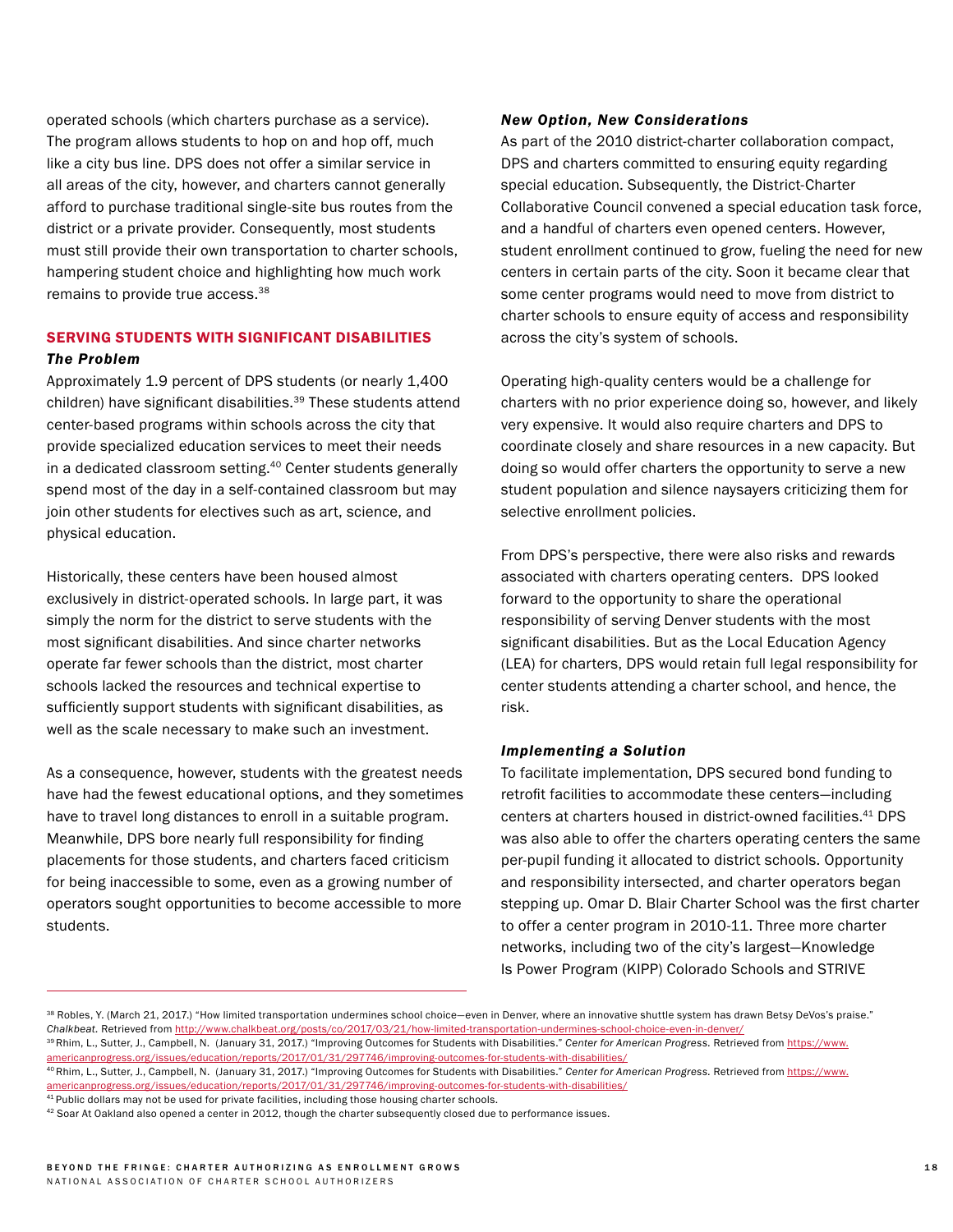operated schools (which charters purchase as a service). The program allows students to hop on and hop off, much like a city bus line. DPS does not offer a similar service in all areas of the city, however, and charters cannot generally afford to purchase traditional single-site bus routes from the district or a private provider. Consequently, most students must still provide their own transportation to charter schools, hampering student choice and highlighting how much work remains to provide true access.[38]

## SERVING STUDENTS WITH SIGNIFICANT DISABILITIES

### *The Problem*

Approximately 1.9 percent of DPS students (or nearly 1,400 children) have significant disabilities.[39] These students attend center-based programs within schools across the city that provide specialized education services to meet their needs in a dedicated classroom setting.[40] Center students generally spend most of the day in a self-contained classroom but may join other students for electives such as art, science, and physical education.

Historically, these centers have been housed almost exclusively in district-operated schools. In large part, it was simply the norm for the district to serve students with the most significant disabilities. And since charter networks operate far fewer schools than the district, most charter schools lacked the resources and technical expertise to sufficiently support students with significant disabilities, as well as the scale necessary to make such an investment.

As a consequence, however, students with the greatest needs have had the fewest educational options, and they sometimes have to travel long distances to enroll in a suitable program. Meanwhile, DPS bore nearly full responsibility for finding placements for those students, and charters faced criticism for being inaccessible to some, even as a growing number of operators sought opportunities to become accessible to more students.

### *New Option, New Considerations*

As part of the 2010 district-charter collaboration compact, DPS and charters committed to ensuring equity regarding special education. Subsequently, the District-Charter Collaborative Council convened a special education task force, and a handful of charters even opened centers. However, student enrollment continued to grow, fueling the need for new centers in certain parts of the city. Soon it became clear that some center programs would need to move from district to charter schools to ensure equity of access and responsibility across the city's system of schools.

Operating high-quality centers would be a challenge for charters with no prior experience doing so, however, and likely very expensive. It would also require charters and DPS to coordinate closely and share resources in a new capacity. But doing so would offer charters the opportunity to serve a new student population and silence naysayers criticizing them for selective enrollment policies.

From DPS's perspective, there were also risks and rewards associated with charters operating centers. DPS looked forward to the opportunity to share the operational responsibility of serving Denver students with the most significant disabilities. But as the Local Education Agency (LEA) for charters, DPS would retain full legal responsibility for center students attending a charter school, and hence, the risk.

### *Implementing a Solution*

To facilitate implementation, DPS secured bond funding to retrofit facilities to accommodate these centers—including centers at charters housed in district-owned facilities.[41] DPS was also able to offer the charters operating centers the same per-pupil funding it allocated to district schools. Opportunity and responsibility intersected, and charter operators began stepping up. Omar D. Blair Charter School was the first charter to offer a center program in 2010-11. Three more charter networks, including two of the city's largest—Knowledge Is Power Program (KIPP) Colorado Schools and STRIVE

---

[38] Robles, Y. (March 21, 2017.) "How limited transportation undermines school choice—even in Denver, where an innovative shuttle system has drawn Betsy DeVos's praise." *Chalkbeat*. Retrieved from http://www.chalkbeat.org/posts/co/2017/03/21/how-limited-transportation-undermines-school-choice-even-in-denver/

[39] Rhim, L., Sutter, J., Campbell, N. (January 31, 2017.) "Improving Outcomes for Students with Disabilities." *Center for American Progress*. Retrieved from https://www.americanprogress.org/issues/education/reports/2017/01/31/297746/improving-outcomes-for-students-with-disabilities/

[40] Rhim, L., Sutter, J., Campbell, N. (January 31, 2017.) "Improving Outcomes for Students with Disabilities." *Center for American Progress*. Retrieved from https://www.americanprogress.org/issues/education/reports/2017/01/31/297746/improving-outcomes-for-students-with-disabilities/

[41] Public dollars may not be used for private facilities, including those housing charter schools.

[42] Soar At Oakland also opened a center in 2012, though the charter subsequently closed due to performance issues.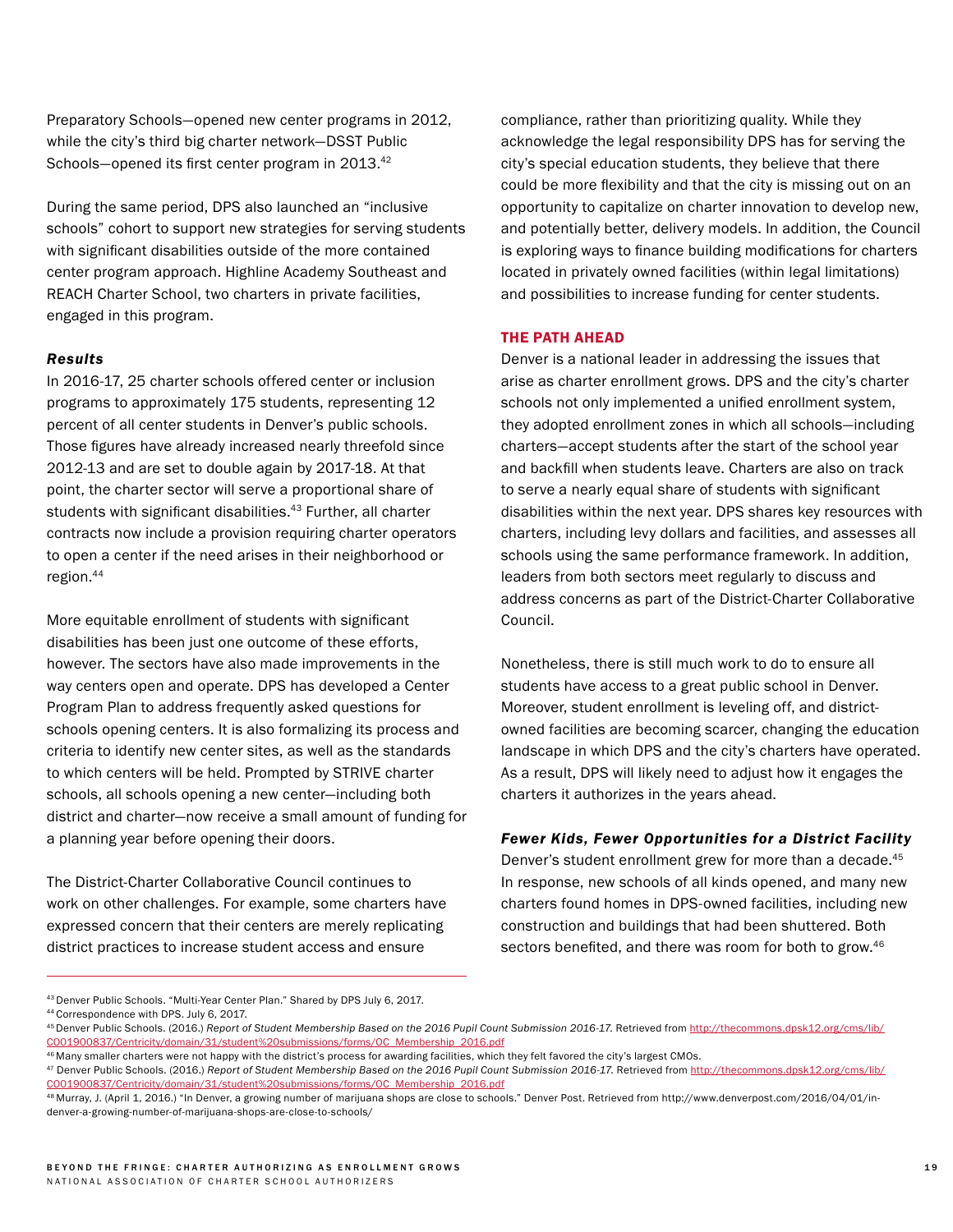Preparatory Schools—opened new center programs in 2012, while the city's third big charter network—DSST Public Schools—opened its first center program in 2013.[42]

During the same period, DPS also launched an "inclusive schools" cohort to support new strategies for serving students with significant disabilities outside of the more contained center program approach. Highline Academy Southeast and REACH Charter School, two charters in private facilities, engaged in this program.

***Results***

In 2016-17, 25 charter schools offered center or inclusion programs to approximately 175 students, representing 12 percent of all center students in Denver's public schools. Those figures have already increased nearly threefold since 2012-13 and are set to double again by 2017-18. At that point, the charter sector will serve a proportional share of students with significant disabilities.[43] Further, all charter contracts now include a provision requiring charter operators to open a center if the need arises in their neighborhood or region.[44]

More equitable enrollment of students with significant disabilities has been just one outcome of these efforts, however. The sectors have also made improvements in the way centers open and operate. DPS has developed a Center Program Plan to address frequently asked questions for schools opening centers. It is also formalizing its process and criteria to identify new center sites, as well as the standards to which centers will be held. Prompted by STRIVE charter schools, all schools opening a new center—including both district and charter—now receive a small amount of funding for a planning year before opening their doors.

The District-Charter Collaborative Council continues to work on other challenges. For example, some charters have expressed concern that their centers are merely replicating district practices to increase student access and ensure compliance, rather than prioritizing quality. While they acknowledge the legal responsibility DPS has for serving the city's special education students, they believe that there could be more flexibility and that the city is missing out on an opportunity to capitalize on charter innovation to develop new, and potentially better, delivery models. In addition, the Council is exploring ways to finance building modifications for charters located in privately owned facilities (within legal limitations) and possibilities to increase funding for center students.

## THE PATH AHEAD

Denver is a national leader in addressing the issues that arise as charter enrollment grows. DPS and the city's charter schools not only implemented a unified enrollment system, they adopted enrollment zones in which all schools—including charters—accept students after the start of the school year and backfill when students leave. Charters are also on track to serve a nearly equal share of students with significant disabilities within the next year. DPS shares key resources with charters, including levy dollars and facilities, and assesses all schools using the same performance framework. In addition, leaders from both sectors meet regularly to discuss and address concerns as part of the District-Charter Collaborative Council.

Nonetheless, there is still much work to do to ensure all students have access to a great public school in Denver. Moreover, student enrollment is leveling off, and district-owned facilities are becoming scarcer, changing the education landscape in which DPS and the city's charters have operated. As a result, DPS will likely need to adjust how it engages the charters it authorizes in the years ahead.

***Fewer Kids, Fewer Opportunities for a District Facility***

Denver's student enrollment grew for more than a decade.[45] In response, new schools of all kinds opened, and many new charters found homes in DPS-owned facilities, including new construction and buildings that had been shuttered. Both sectors benefited, and there was room for both to grow.[46]

---

[43] Denver Public Schools. "Multi-Year Center Plan." Shared by DPS July 6, 2017.

[44] Correspondence with DPS. July 6, 2017.

[45] Denver Public Schools. (2016.) *Report of Student Membership Based on the 2016 Pupil Count Submission 2016-17.* Retrieved from http://thecommons.dpsk12.org/cms/lib/C001900837/Centricity/domain/31/student%20submissions/forms/OC_Membership_2016.pdf

[46] Many smaller charters were not happy with the district's process for awarding facilities, which they felt favored the city's largest CMOs.

[47] Denver Public Schools. (2016.) *Report of Student Membership Based on the 2016 Pupil Count Submission 2016-17.* Retrieved from http://thecommons.dpsk12.org/cms/lib/C001900837/Centricity/domain/31/student%20submissions/forms/OC_Membership_2016.pdf

[48] Murray, J. (April 1, 2016.) "In Denver, a growing number of marijuana shops are close to schools." Denver Post. Retrieved from http://www.denverpost.com/2016/04/01/in-denver-a-growing-number-of-marijuana-shops-are-close-to-schools/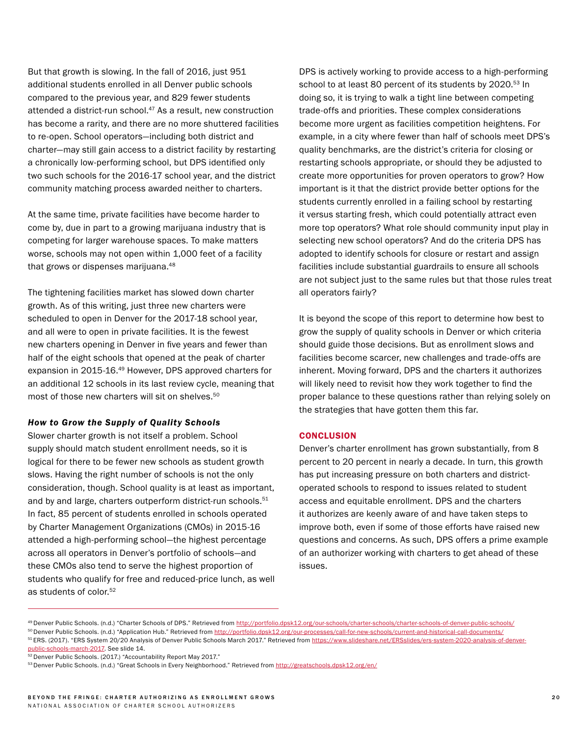But that growth is slowing. In the fall of 2016, just 951 additional students enrolled in all Denver public schools compared to the previous year, and 829 fewer students attended a district-run school.[47] As a result, new construction has become a rarity, and there are no more shuttered facilities to re-open. School operators—including both district and charter—may still gain access to a district facility by restarting a chronically low-performing school, but DPS identified only two such schools for the 2016-17 school year, and the district community matching process awarded neither to charters.

At the same time, private facilities have become harder to come by, due in part to a growing marijuana industry that is competing for larger warehouse spaces. To make matters worse, schools may not open within 1,000 feet of a facility that grows or dispenses marijuana.[48]

The tightening facilities market has slowed down charter growth. As of this writing, just three new charters were scheduled to open in Denver for the 2017-18 school year, and all were to open in private facilities. It is the fewest new charters opening in Denver in five years and fewer than half of the eight schools that opened at the peak of charter expansion in 2015-16.[49] However, DPS approved charters for an additional 12 schools in its last review cycle, meaning that most of those new charters will sit on shelves.[50]

### *How to Grow the Supply of Quality Schools*

Slower charter growth is not itself a problem. School supply should match student enrollment needs, so it is logical for there to be fewer new schools as student growth slows. Having the right number of schools is not the only consideration, though. School quality is at least as important, and by and large, charters outperform district-run schools.[51] In fact, 85 percent of students enrolled in schools operated by Charter Management Organizations (CMOs) in 2015-16 attended a high-performing school—the highest percentage across all operators in Denver's portfolio of schools—and these CMOs also tend to serve the highest proportion of students who qualify for free and reduced-price lunch, as well as students of color.[52]

DPS is actively working to provide access to a high-performing school to at least 80 percent of its students by 2020.[53] In doing so, it is trying to walk a tight line between competing trade-offs and priorities. These complex considerations become more urgent as facilities competition heightens. For example, in a city where fewer than half of schools meet DPS's quality benchmarks, are the district's criteria for closing or restarting schools appropriate, or should they be adjusted to create more opportunities for proven operators to grow? How important is it that the district provide better options for the students currently enrolled in a failing school by restarting it versus starting fresh, which could potentially attract even more top operators? What role should community input play in selecting new school operators? And do the criteria DPS has adopted to identify schools for closure or restart and assign facilities include substantial guardrails to ensure all schools are not subject just to the same rules but that those rules treat all operators fairly?

It is beyond the scope of this report to determine how best to grow the supply of quality schools in Denver or which criteria should guide those decisions. But as enrollment slows and facilities become scarcer, new challenges and trade-offs are inherent. Moving forward, DPS and the charters it authorizes will likely need to revisit how they work together to find the proper balance to these questions rather than relying solely on the strategies that have gotten them this far.

## CONCLUSION

Denver's charter enrollment has grown substantially, from 8 percent to 20 percent in nearly a decade. In turn, this growth has put increasing pressure on both charters and district-operated schools to respond to issues related to student access and equitable enrollment. DPS and the charters it authorizes are keenly aware of and have taken steps to improve both, even if some of those efforts have raised new questions and concerns. As such, DPS offers a prime example of an authorizer working with charters to get ahead of these issues.

---

[49] Denver Public Schools. (n.d.) "Charter Schools of DPS." Retrieved from http://portfolio.dpsk12.org/our-schools/charter-schools/charter-schools-of-denver-public-schools/

[50] Denver Public Schools. (n.d.) "Application Hub." Retrieved from http://portfolio.dpsk12.org/our-processes/call-for-new-schools/current-and-historical-call-documents/

[51] ERS. (2017). "ERS System 20/20 Analysis of Denver Public Schools March 2017." Retrieved from https://www.slideshare.net/ERSslides/ers-system-2020-analysis-of-denver-public-schools-march-2017. See slide 14.

[52] Denver Public Schools. (2017.) "Accountability Report May 2017."

[53] Denver Public Schools. (n.d.) "Great Schools in Every Neighborhood." Retrieved from http://greatschools.dpsk12.org/en/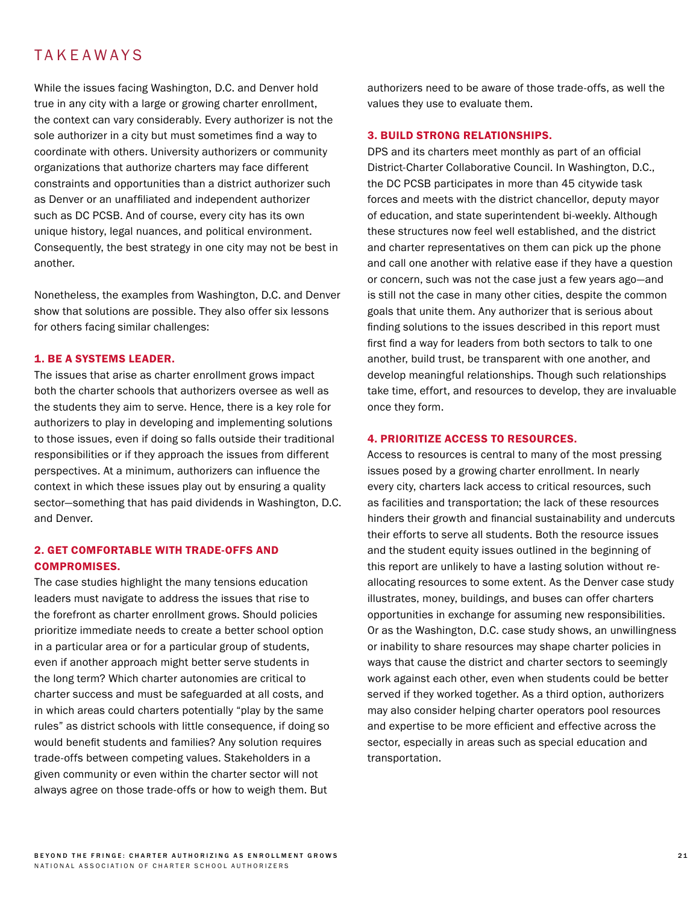## TAKEAWAYS

While the issues facing Washington, D.C. and Denver hold true in any city with a large or growing charter enrollment, the context can vary considerably. Every authorizer is not the sole authorizer in a city but must sometimes find a way to coordinate with others. University authorizers or community organizations that authorize charters may face different constraints and opportunities than a district authorizer such as Denver or an unaffiliated and independent authorizer such as DC PCSB. And of course, every city has its own unique history, legal nuances, and political environment. Consequently, the best strategy in one city may not be best in another.

Nonetheless, the examples from Washington, D.C. and Denver show that solutions are possible. They also offer six lessons for others facing similar challenges:

### 1. BE A SYSTEMS LEADER.

The issues that arise as charter enrollment grows impact both the charter schools that authorizers oversee as well as the students they aim to serve. Hence, there is a key role for authorizers to play in developing and implementing solutions to those issues, even if doing so falls outside their traditional responsibilities or if they approach the issues from different perspectives. At a minimum, authorizers can influence the context in which these issues play out by ensuring a quality sector—something that has paid dividends in Washington, D.C. and Denver.

### 2. GET COMFORTABLE WITH TRADE-OFFS AND COMPROMISES.

The case studies highlight the many tensions education leaders must navigate to address the issues that rise to the forefront as charter enrollment grows. Should policies prioritize immediate needs to create a better school option in a particular area or for a particular group of students, even if another approach might better serve students in the long term? Which charter autonomies are critical to charter success and must be safeguarded at all costs, and in which areas could charters potentially "play by the same rules" as district schools with little consequence, if doing so would benefit students and families? Any solution requires trade-offs between competing values. Stakeholders in a given community or even within the charter sector will not always agree on those trade-offs or how to weigh them. But authorizers need to be aware of those trade-offs, as well the values they use to evaluate them.

### 3. BUILD STRONG RELATIONSHIPS.

DPS and its charters meet monthly as part of an official District-Charter Collaborative Council. In Washington, D.C., the DC PCSB participates in more than 45 citywide task forces and meets with the district chancellor, deputy mayor of education, and state superintendent bi-weekly. Although these structures now feel well established, and the district and charter representatives on them can pick up the phone and call one another with relative ease if they have a question or concern, such was not the case just a few years ago—and is still not the case in many other cities, despite the common goals that unite them. Any authorizer that is serious about finding solutions to the issues described in this report must first find a way for leaders from both sectors to talk to one another, build trust, be transparent with one another, and develop meaningful relationships. Though such relationships take time, effort, and resources to develop, they are invaluable once they form.

### 4. PRIORITIZE ACCESS TO RESOURCES.

Access to resources is central to many of the most pressing issues posed by a growing charter enrollment. In nearly every city, charters lack access to critical resources, such as facilities and transportation; the lack of these resources hinders their growth and financial sustainability and undercuts their efforts to serve all students. Both the resource issues and the student equity issues outlined in the beginning of this report are unlikely to have a lasting solution without re-allocating resources to some extent. As the Denver case study illustrates, money, buildings, and buses can offer charters opportunities in exchange for assuming new responsibilities. Or as the Washington, D.C. case study shows, an unwillingness or inability to share resources may shape charter policies in ways that cause the district and charter sectors to seemingly work against each other, even when students could be better served if they worked together. As a third option, authorizers may also consider helping charter operators pool resources and expertise to be more efficient and effective across the sector, especially in areas such as special education and transportation.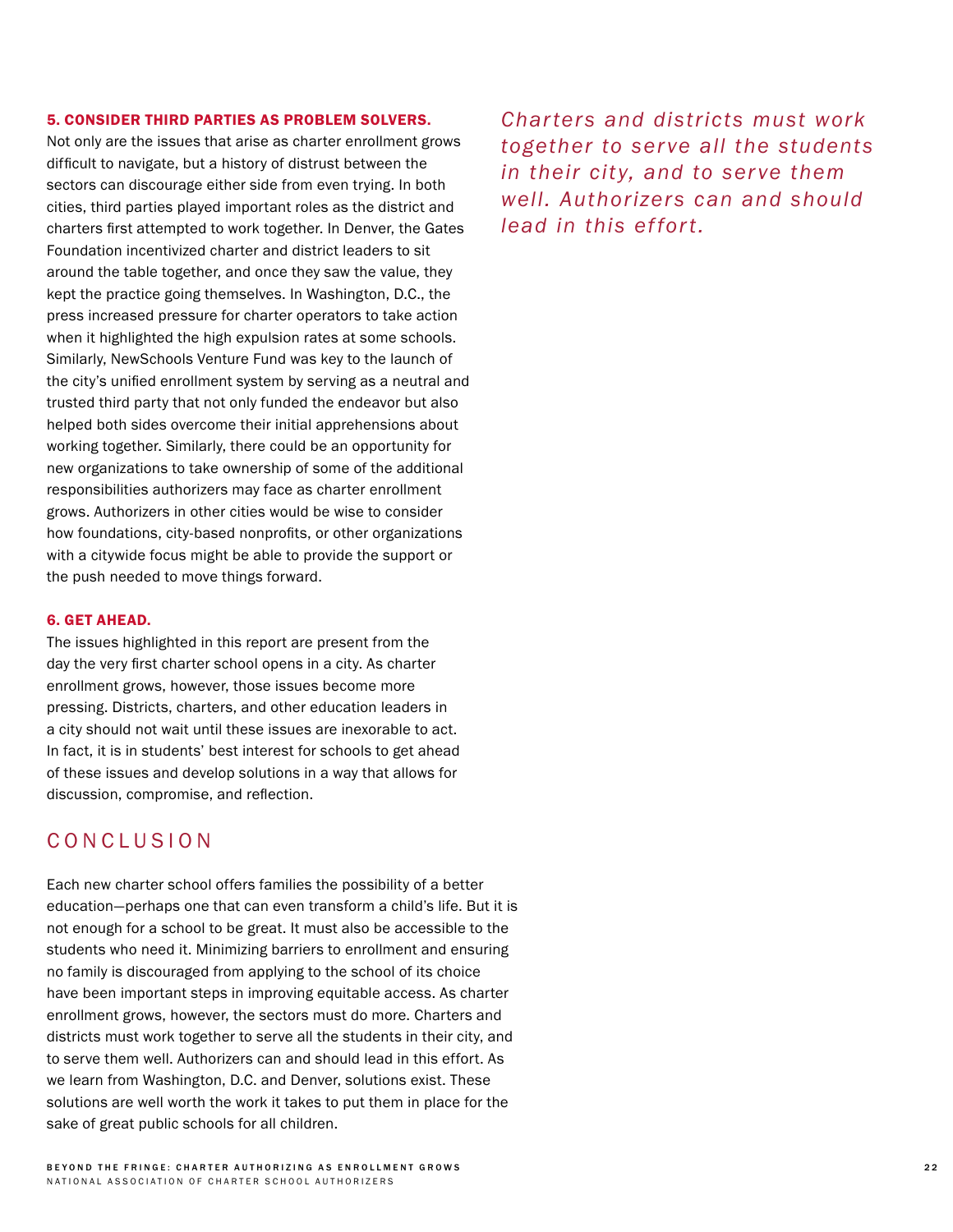**5. CONSIDER THIRD PARTIES AS PROBLEM SOLVERS.**

Not only are the issues that arise as charter enrollment grows difficult to navigate, but a history of distrust between the sectors can discourage either side from even trying. In both cities, third parties played important roles as the district and charters first attempted to work together. In Denver, the Gates Foundation incentivized charter and district leaders to sit around the table together, and once they saw the value, they kept the practice going themselves. In Washington, D.C., the press increased pressure for charter operators to take action when it highlighted the high expulsion rates at some schools. Similarly, NewSchools Venture Fund was key to the launch of the city's unified enrollment system by serving as a neutral and trusted third party that not only funded the endeavor but also helped both sides overcome their initial apprehensions about working together. Similarly, there could be an opportunity for new organizations to take ownership of some of the additional responsibilities authorizers may face as charter enrollment grows. Authorizers in other cities would be wise to consider how foundations, city-based nonprofits, or other organizations with a citywide focus might be able to provide the support or the push needed to move things forward.

**6. GET AHEAD.**

The issues highlighted in this report are present from the day the very first charter school opens in a city. As charter enrollment grows, however, those issues become more pressing. Districts, charters, and other education leaders in a city should not wait until these issues are inexorable to act. In fact, it is in students' best interest for schools to get ahead of these issues and develop solutions in a way that allows for discussion, compromise, and reflection.

## CONCLUSION

Each new charter school offers families the possibility of a better education—perhaps one that can even transform a child's life. But it is not enough for a school to be great. It must also be accessible to the students who need it. Minimizing barriers to enrollment and ensuring no family is discouraged from applying to the school of its choice have been important steps in improving equitable access. As charter enrollment grows, however, the sectors must do more. Charters and districts must work together to serve all the students in their city, and to serve them well. Authorizers can and should lead in this effort. As we learn from Washington, D.C. and Denver, solutions exist. These solutions are well worth the work it takes to put them in place for the sake of great public schools for all children.

*Charters and districts must work together to serve all the students in their city, and to serve them well. Authorizers can and should lead in this effort.*